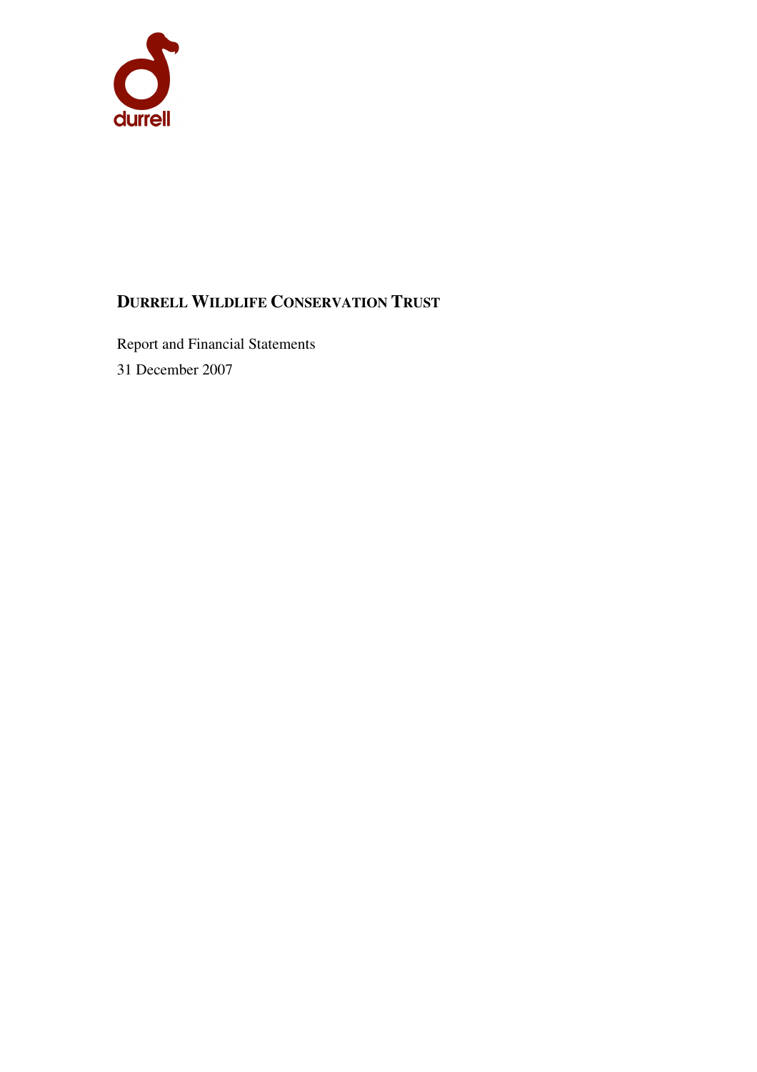durrell

# DURRELL WILDLIFE CONSERVATION TRUST

Report and Financial Statements

31 December 2007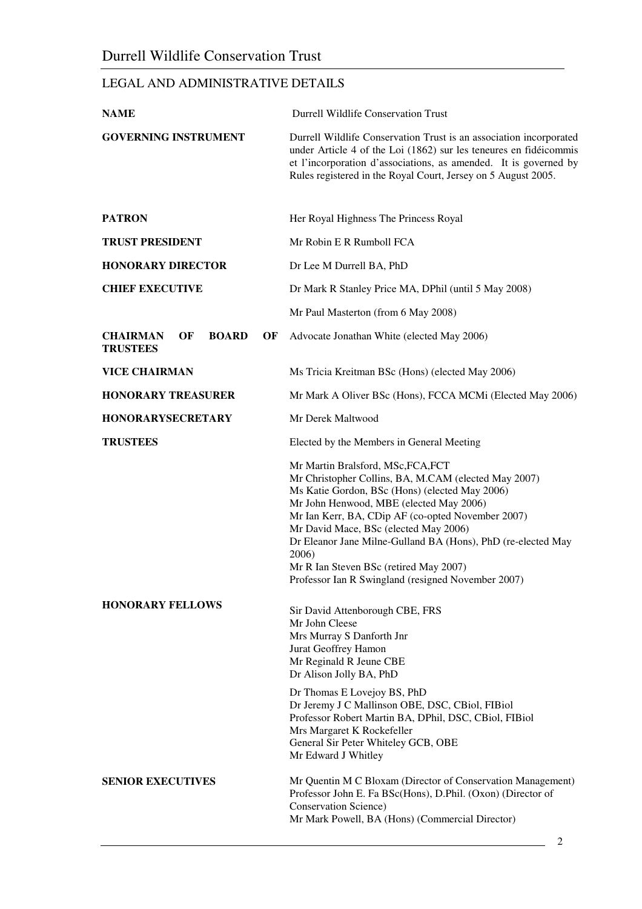## LEGAL AND ADMINISTRATIVE DETAILS

| | |
|---|---|
| **NAME** | Durrell Wildlife Conservation Trust |
| **GOVERNING INSTRUMENT** | Durrell Wildlife Conservation Trust is an association incorporated under Article 4 of the Loi (1862) sur les teneures en fidéicommis et l'incorporation d'associations, as amended. It is governed by Rules registered in the Royal Court, Jersey on 5 August 2005. |
| **PATRON** | Her Royal Highness The Princess Royal |
| **TRUST PRESIDENT** | Mr Robin E R Rumboll FCA |
| **HONORARY DIRECTOR** | Dr Lee M Durrell BA, PhD |
| **CHIEF EXECUTIVE** | Dr Mark R Stanley Price MA, DPhil (until 5 May 2008)<br>Mr Paul Masterton (from 6 May 2008) |
| **CHAIRMAN OF BOARD OF TRUSTEES** | Advocate Jonathan White (elected May 2006) |
| **VICE CHAIRMAN** | Ms Tricia Kreitman BSc (Hons) (elected May 2006) |
| **HONORARY TREASURER** | Mr Mark A Oliver BSc (Hons), FCCA MCMi (Elected May 2006) |
| **HONORARYSECRETARY** | Mr Derek Maltwood |
| **TRUSTEES** | Elected by the Members in General Meeting<br><br>Mr Martin Bralsford, MSc,FCA,FCT<br>Mr Christopher Collins, BA, M.CAM (elected May 2007)<br>Ms Katie Gordon, BSc (Hons) (elected May 2006)<br>Mr John Henwood, MBE (elected May 2006)<br>Mr Ian Kerr, BA, CDip AF (co-opted November 2007)<br>Mr David Mace, BSc (elected May 2006)<br>Dr Eleanor Jane Milne-Gulland BA (Hons), PhD (re-elected May 2006)<br>Mr R Ian Steven BSc (retired May 2007)<br>Professor Ian R Swingland (resigned November 2007) |
| **HONORARY FELLOWS** | Sir David Attenborough CBE, FRS<br>Mr John Cleese<br>Mrs Murray S Danforth Jnr<br>Jurat Geoffrey Hamon<br>Mr Reginald R Jeune CBE<br>Dr Alison Jolly BA, PhD<br><br>Dr Thomas E Lovejoy BS, PhD<br>Dr Jeremy J C Mallinson OBE, DSC, CBiol, FIBiol<br>Professor Robert Martin BA, DPhil, DSC, CBiol, FIBiol<br>Mrs Margaret K Rockefeller<br>General Sir Peter Whiteley GCB, OBE<br>Mr Edward J Whitley |
| **SENIOR EXECUTIVES** | Mr Quentin M C Bloxam (Director of Conservation Management)<br>Professor John E. Fa BSc(Hons), D.Phil. (Oxon) (Director of Conservation Science)<br>Mr Mark Powell, BA (Hons) (Commercial Director) |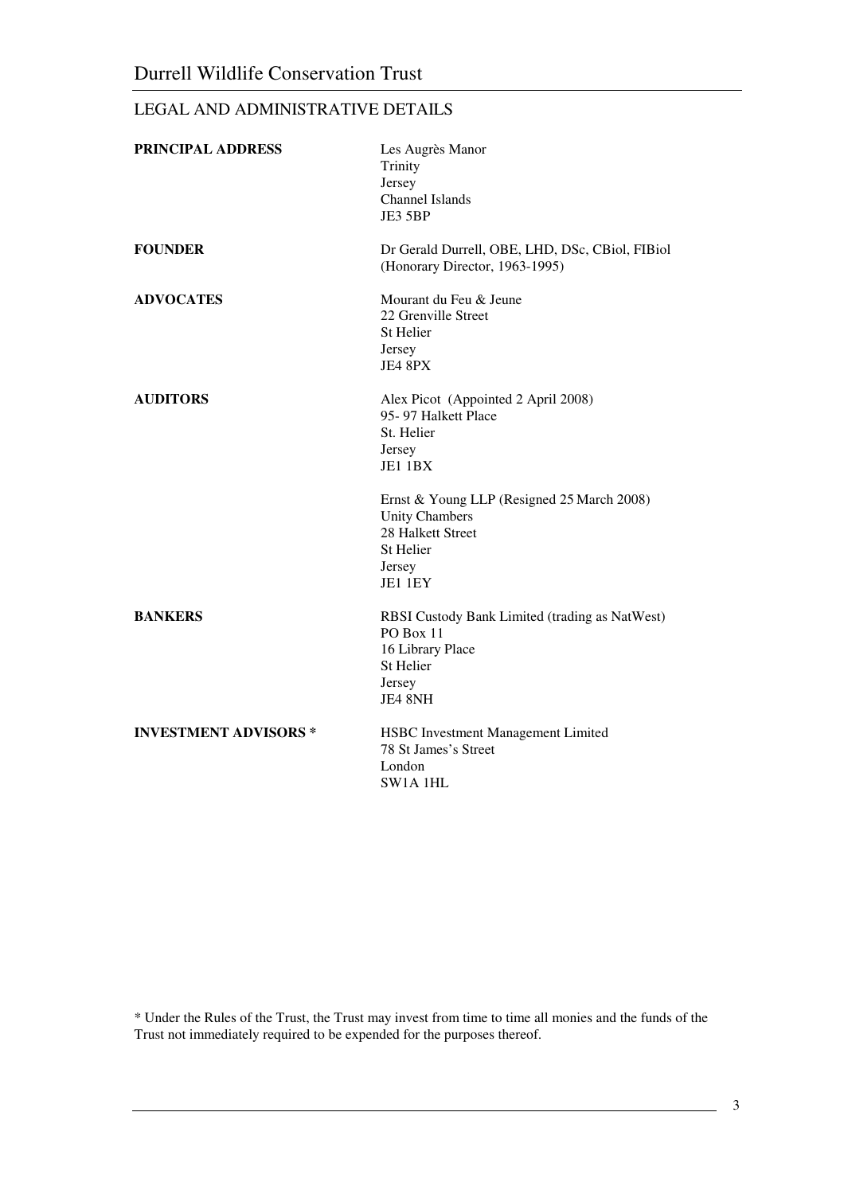## LEGAL AND ADMINISTRATIVE DETAILS

| | |
|---|---|
| **PRINCIPAL ADDRESS** | Les Augrès Manor<br>Trinity<br>Jersey<br>Channel Islands<br>JE3 5BP |
| **FOUNDER** | Dr Gerald Durrell, OBE, LHD, DSc, CBiol, FIBiol<br>(Honorary Director, 1963-1995) |
| **ADVOCATES** | Mourant du Feu & Jeune<br>22 Grenville Street<br>St Helier<br>Jersey<br>JE4 8PX |
| **AUDITORS** | Alex Picot (Appointed 2 April 2008)<br>95- 97 Halkett Place<br>St. Helier<br>Jersey<br>JE1 1BX<br><br>Ernst & Young LLP (Resigned 25 March 2008)<br>Unity Chambers<br>28 Halkett Street<br>St Helier<br>Jersey<br>JE1 1EY |
| **BANKERS** | RBSI Custody Bank Limited (trading as NatWest)<br>PO Box 11<br>16 Library Place<br>St Helier<br>Jersey<br>JE4 8NH |
| **INVESTMENT ADVISORS *** | HSBC Investment Management Limited<br>78 St James's Street<br>London<br>SW1A 1HL |

* Under the Rules of the Trust, the Trust may invest from time to time all monies and the funds of the Trust not immediately required to be expended for the purposes thereof.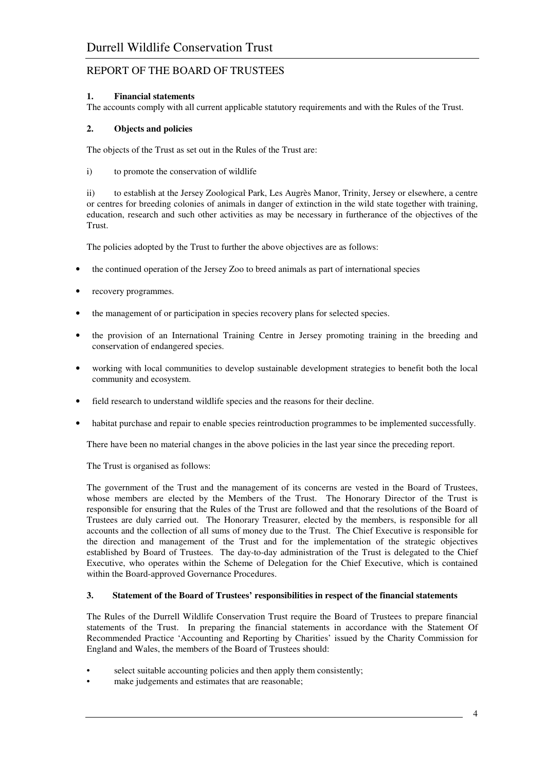# Durrell Wildlife Conservation Trust

## REPORT OF THE BOARD OF TRUSTEES

### 1. Financial statements

The accounts comply with all current applicable statutory requirements and with the Rules of the Trust.

### 2. Objects and policies

The objects of the Trust as set out in the Rules of the Trust are:

i) to promote the conservation of wildlife

ii) to establish at the Jersey Zoological Park, Les Augrès Manor, Trinity, Jersey or elsewhere, a centre or centres for breeding colonies of animals in danger of extinction in the wild state together with training, education, research and such other activities as may be necessary in furtherance of the objectives of the Trust.

The policies adopted by the Trust to further the above objectives are as follows:

- the continued operation of the Jersey Zoo to breed animals as part of international species
- recovery programmes.
- the management of or participation in species recovery plans for selected species.
- the provision of an International Training Centre in Jersey promoting training in the breeding and conservation of endangered species.
- working with local communities to develop sustainable development strategies to benefit both the local community and ecosystem.
- field research to understand wildlife species and the reasons for their decline.
- habitat purchase and repair to enable species reintroduction programmes to be implemented successfully.

There have been no material changes in the above policies in the last year since the preceding report.

The Trust is organised as follows:

The government of the Trust and the management of its concerns are vested in the Board of Trustees, whose members are elected by the Members of the Trust. The Honorary Director of the Trust is responsible for ensuring that the Rules of the Trust are followed and that the resolutions of the Board of Trustees are duly carried out. The Honorary Treasurer, elected by the members, is responsible for all accounts and the collection of all sums of money due to the Trust. The Chief Executive is responsible for the direction and management of the Trust and for the implementation of the strategic objectives established by Board of Trustees. The day-to-day administration of the Trust is delegated to the Chief Executive, who operates within the Scheme of Delegation for the Chief Executive, which is contained within the Board-approved Governance Procedures.

### 3. Statement of the Board of Trustees' responsibilities in respect of the financial statements

The Rules of the Durrell Wildlife Conservation Trust require the Board of Trustees to prepare financial statements of the Trust. In preparing the financial statements in accordance with the Statement Of Recommended Practice 'Accounting and Reporting by Charities' issued by the Charity Commission for England and Wales, the members of the Board of Trustees should:

- select suitable accounting policies and then apply them consistently;
- make judgements and estimates that are reasonable;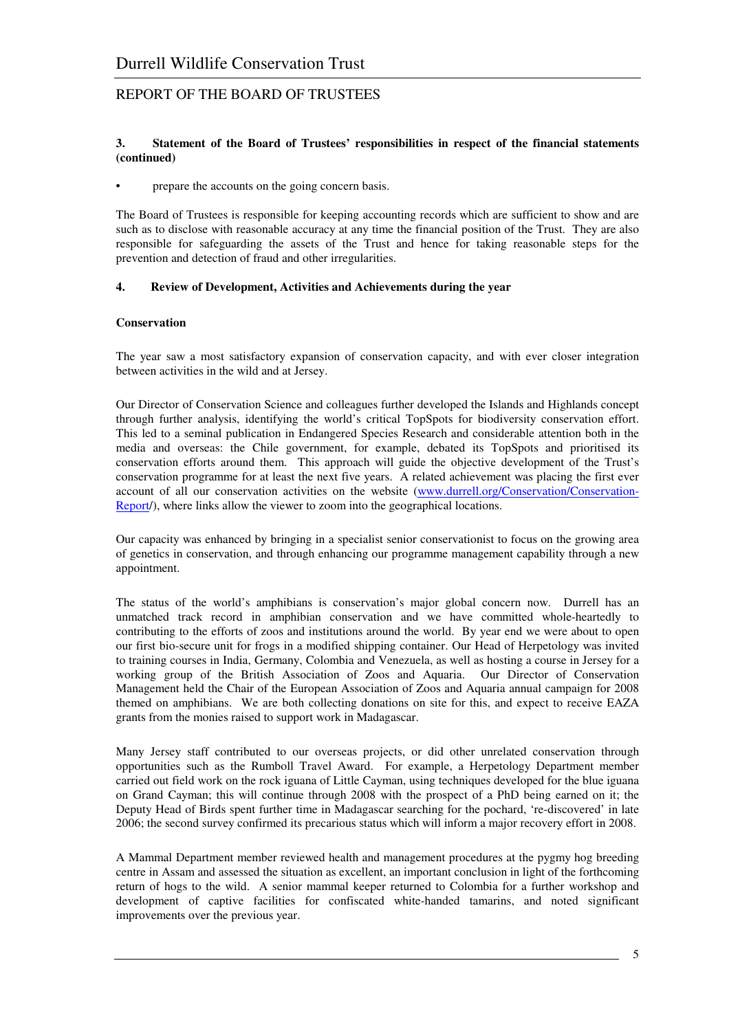### 3. Statement of the Board of Trustees' responsibilities in respect of the financial statements (continued)

- prepare the accounts on the going concern basis.

The Board of Trustees is responsible for keeping accounting records which are sufficient to show and are such as to disclose with reasonable accuracy at any time the financial position of the Trust. They are also responsible for safeguarding the assets of the Trust and hence for taking reasonable steps for the prevention and detection of fraud and other irregularities.

### 4. Review of Development, Activities and Achievements during the year

**Conservation**

The year saw a most satisfactory expansion of conservation capacity, and with ever closer integration between activities in the wild and at Jersey.

Our Director of Conservation Science and colleagues further developed the Islands and Highlands concept through further analysis, identifying the world's critical TopSpots for biodiversity conservation effort. This led to a seminal publication in Endangered Species Research and considerable attention both in the media and overseas: the Chile government, for example, debated its TopSpots and prioritised its conservation efforts around them. This approach will guide the objective development of the Trust's conservation programme for at least the next five years. A related achievement was placing the first ever account of all our conservation activities on the website (www.durrell.org/Conservation/Conservation-Report/), where links allow the viewer to zoom into the geographical locations.

Our capacity was enhanced by bringing in a specialist senior conservationist to focus on the growing area of genetics in conservation, and through enhancing our programme management capability through a new appointment.

The status of the world's amphibians is conservation's major global concern now. Durrell has an unmatched track record in amphibian conservation and we have committed whole-heartedly to contributing to the efforts of zoos and institutions around the world. By year end we were about to open our first bio-secure unit for frogs in a modified shipping container. Our Head of Herpetology was invited to training courses in India, Germany, Colombia and Venezuela, as well as hosting a course in Jersey for a working group of the British Association of Zoos and Aquaria. Our Director of Conservation Management held the Chair of the European Association of Zoos and Aquaria annual campaign for 2008 themed on amphibians. We are both collecting donations on site for this, and expect to receive EAZA grants from the monies raised to support work in Madagascar.

Many Jersey staff contributed to our overseas projects, or did other unrelated conservation through opportunities such as the Rumboll Travel Award. For example, a Herpetology Department member carried out field work on the rock iguana of Little Cayman, using techniques developed for the blue iguana on Grand Cayman; this will continue through 2008 with the prospect of a PhD being earned on it; the Deputy Head of Birds spent further time in Madagascar searching for the pochard, 're-discovered' in late 2006; the second survey confirmed its precarious status which will inform a major recovery effort in 2008.

A Mammal Department member reviewed health and management procedures at the pygmy hog breeding centre in Assam and assessed the situation as excellent, an important conclusion in light of the forthcoming return of hogs to the wild. A senior mammal keeper returned to Colombia for a further workshop and development of captive facilities for confiscated white-handed tamarins, and noted significant improvements over the previous year.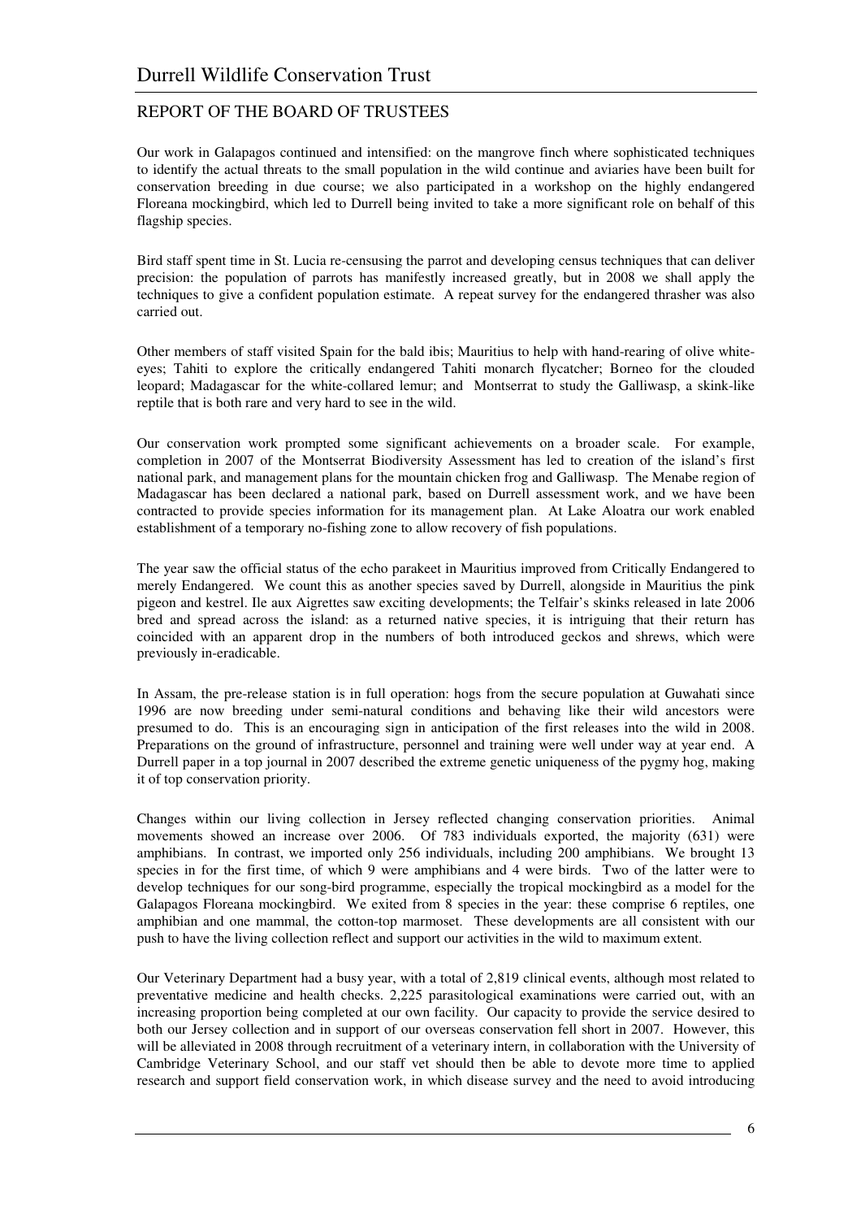## REPORT OF THE BOARD OF TRUSTEES

Our work in Galapagos continued and intensified: on the mangrove finch where sophisticated techniques to identify the actual threats to the small population in the wild continue and aviaries have been built for conservation breeding in due course; we also participated in a workshop on the highly endangered Floreana mockingbird, which led to Durrell being invited to take a more significant role on behalf of this flagship species.

Bird staff spent time in St. Lucia re-censusing the parrot and developing census techniques that can deliver precision: the population of parrots has manifestly increased greatly, but in 2008 we shall apply the techniques to give a confident population estimate. A repeat survey for the endangered thrasher was also carried out.

Other members of staff visited Spain for the bald ibis; Mauritius to help with hand-rearing of olive white-eyes; Tahiti to explore the critically endangered Tahiti monarch flycatcher; Borneo for the clouded leopard; Madagascar for the white-collared lemur; and Montserrat to study the Galliwasp, a skink-like reptile that is both rare and very hard to see in the wild.

Our conservation work prompted some significant achievements on a broader scale. For example, completion in 2007 of the Montserrat Biodiversity Assessment has led to creation of the island's first national park, and management plans for the mountain chicken frog and Galliwasp. The Menabe region of Madagascar has been declared a national park, based on Durrell assessment work, and we have been contracted to provide species information for its management plan. At Lake Aloatra our work enabled establishment of a temporary no-fishing zone to allow recovery of fish populations.

The year saw the official status of the echo parakeet in Mauritius improved from Critically Endangered to merely Endangered. We count this as another species saved by Durrell, alongside in Mauritius the pink pigeon and kestrel. Ile aux Aigrettes saw exciting developments; the Telfair's skinks released in late 2006 bred and spread across the island: as a returned native species, it is intriguing that their return has coincided with an apparent drop in the numbers of both introduced geckos and shrews, which were previously in-eradicable.

In Assam, the pre-release station is in full operation: hogs from the secure population at Guwahati since 1996 are now breeding under semi-natural conditions and behaving like their wild ancestors were presumed to do. This is an encouraging sign in anticipation of the first releases into the wild in 2008. Preparations on the ground of infrastructure, personnel and training were well under way at year end. A Durrell paper in a top journal in 2007 described the extreme genetic uniqueness of the pygmy hog, making it of top conservation priority.

Changes within our living collection in Jersey reflected changing conservation priorities. Animal movements showed an increase over 2006. Of 783 individuals exported, the majority (631) were amphibians. In contrast, we imported only 256 individuals, including 200 amphibians. We brought 13 species in for the first time, of which 9 were amphibians and 4 were birds. Two of the latter were to develop techniques for our song-bird programme, especially the tropical mockingbird as a model for the Galapagos Floreana mockingbird. We exited from 8 species in the year: these comprise 6 reptiles, one amphibian and one mammal, the cotton-top marmoset. These developments are all consistent with our push to have the living collection reflect and support our activities in the wild to maximum extent.

Our Veterinary Department had a busy year, with a total of 2,819 clinical events, although most related to preventative medicine and health checks. 2,225 parasitological examinations were carried out, with an increasing proportion being completed at our own facility. Our capacity to provide the service desired to both our Jersey collection and in support of our overseas conservation fell short in 2007. However, this will be alleviated in 2008 through recruitment of a veterinary intern, in collaboration with the University of Cambridge Veterinary School, and our staff vet should then be able to devote more time to applied research and support field conservation work, in which disease survey and the need to avoid introducing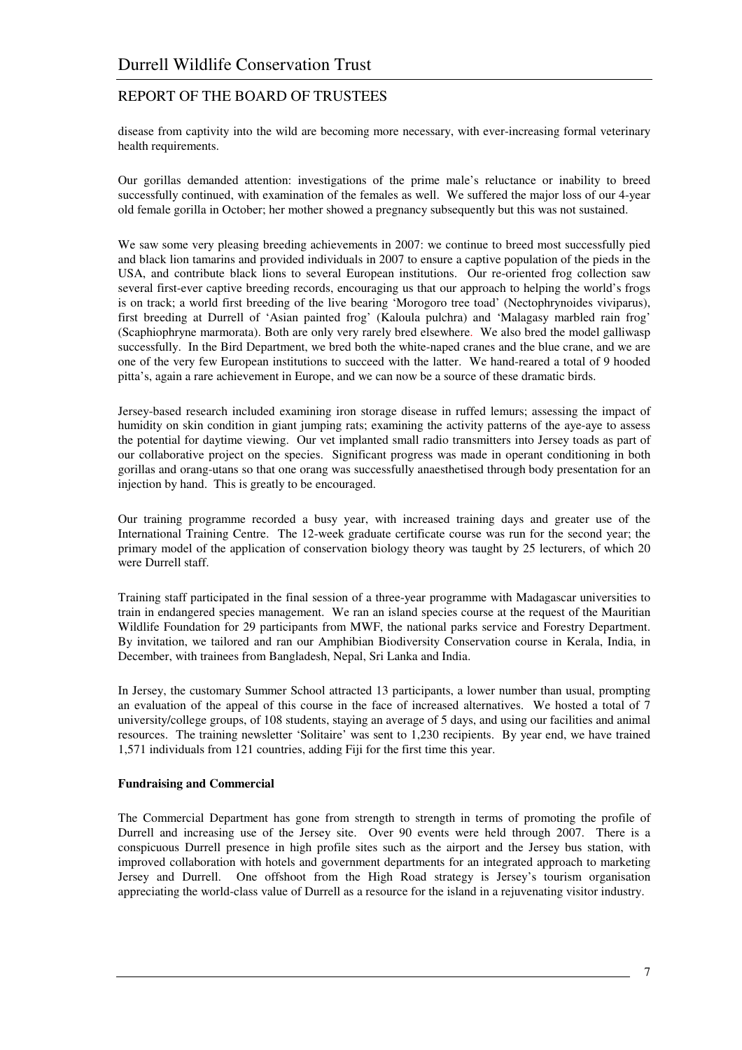disease from captivity into the wild are becoming more necessary, with ever-increasing formal veterinary health requirements.

Our gorillas demanded attention: investigations of the prime male's reluctance or inability to breed successfully continued, with examination of the females as well. We suffered the major loss of our 4-year old female gorilla in October; her mother showed a pregnancy subsequently but this was not sustained.

We saw some very pleasing breeding achievements in 2007: we continue to breed most successfully pied and black lion tamarins and provided individuals in 2007 to ensure a captive population of the pieds in the USA, and contribute black lions to several European institutions. Our re-oriented frog collection saw several first-ever captive breeding records, encouraging us that our approach to helping the world's frogs is on track; a world first breeding of the live bearing 'Morogoro tree toad' (Nectophrynoides viviparus), first breeding at Durrell of 'Asian painted frog' (Kaloula pulchra) and 'Malagasy marbled rain frog' (Scaphiophryne marmorata). Both are only very rarely bred elsewhere. We also bred the model galliwasp successfully. In the Bird Department, we bred both the white-naped cranes and the blue crane, and we are one of the very few European institutions to succeed with the latter. We hand-reared a total of 9 hooded pitta's, again a rare achievement in Europe, and we can now be a source of these dramatic birds.

Jersey-based research included examining iron storage disease in ruffed lemurs; assessing the impact of humidity on skin condition in giant jumping rats; examining the activity patterns of the aye-aye to assess the potential for daytime viewing. Our vet implanted small radio transmitters into Jersey toads as part of our collaborative project on the species. Significant progress was made in operant conditioning in both gorillas and orang-utans so that one orang was successfully anaesthetised through body presentation for an injection by hand. This is greatly to be encouraged.

Our training programme recorded a busy year, with increased training days and greater use of the International Training Centre. The 12-week graduate certificate course was run for the second year; the primary model of the application of conservation biology theory was taught by 25 lecturers, of which 20 were Durrell staff.

Training staff participated in the final session of a three-year programme with Madagascar universities to train in endangered species management. We ran an island species course at the request of the Mauritian Wildlife Foundation for 29 participants from MWF, the national parks service and Forestry Department. By invitation, we tailored and ran our Amphibian Biodiversity Conservation course in Kerala, India, in December, with trainees from Bangladesh, Nepal, Sri Lanka and India.

In Jersey, the customary Summer School attracted 13 participants, a lower number than usual, prompting an evaluation of the appeal of this course in the face of increased alternatives. We hosted a total of 7 university/college groups, of 108 students, staying an average of 5 days, and using our facilities and animal resources. The training newsletter 'Solitaire' was sent to 1,230 recipients. By year end, we have trained 1,571 individuals from 121 countries, adding Fiji for the first time this year.

**Fundraising and Commercial**

The Commercial Department has gone from strength to strength in terms of promoting the profile of Durrell and increasing use of the Jersey site. Over 90 events were held through 2007. There is a conspicuous Durrell presence in high profile sites such as the airport and the Jersey bus station, with improved collaboration with hotels and government departments for an integrated approach to marketing Jersey and Durrell. One offshoot from the High Road strategy is Jersey's tourism organisation appreciating the world-class value of Durrell as a resource for the island in a rejuvenating visitor industry.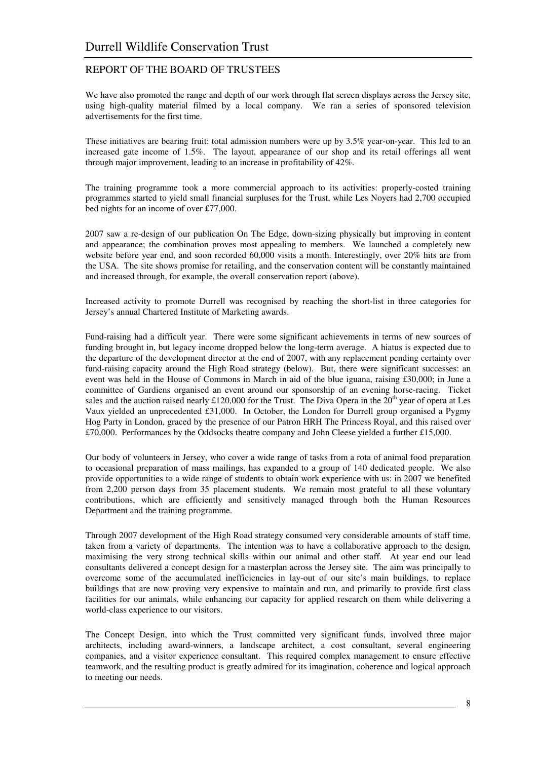# Durrell Wildlife Conservation Trust

## REPORT OF THE BOARD OF TRUSTEES

We have also promoted the range and depth of our work through flat screen displays across the Jersey site, using high-quality material filmed by a local company. We ran a series of sponsored television advertisements for the first time.

These initiatives are bearing fruit: total admission numbers were up by 3.5% year-on-year. This led to an increased gate income of 1.5%. The layout, appearance of our shop and its retail offerings all went through major improvement, leading to an increase in profitability of 42%.

The training programme took a more commercial approach to its activities: properly-costed training programmes started to yield small financial surpluses for the Trust, while Les Noyers had 2,700 occupied bed nights for an income of over £77,000.

2007 saw a re-design of our publication On The Edge, down-sizing physically but improving in content and appearance; the combination proves most appealing to members. We launched a completely new website before year end, and soon recorded 60,000 visits a month. Interestingly, over 20% hits are from the USA. The site shows promise for retailing, and the conservation content will be constantly maintained and increased through, for example, the overall conservation report (above).

Increased activity to promote Durrell was recognised by reaching the short-list in three categories for Jersey's annual Chartered Institute of Marketing awards.

Fund-raising had a difficult year. There were some significant achievements in terms of new sources of funding brought in, but legacy income dropped below the long-term average. A hiatus is expected due to the departure of the development director at the end of 2007, with any replacement pending certainty over fund-raising capacity around the High Road strategy (below). But, there were significant successes: an event was held in the House of Commons in March in aid of the blue iguana, raising £30,000; in June a committee of Gardiens organised an event around our sponsorship of an evening horse-racing. Ticket sales and the auction raised nearly £120,000 for the Trust. The Diva Opera in the 20th year of opera at Les Vaux yielded an unprecedented £31,000. In October, the London for Durrell group organised a Pygmy Hog Party in London, graced by the presence of our Patron HRH The Princess Royal, and this raised over £70,000. Performances by the Oddsocks theatre company and John Cleese yielded a further £15,000.

Our body of volunteers in Jersey, who cover a wide range of tasks from a rota of animal food preparation to occasional preparation of mass mailings, has expanded to a group of 140 dedicated people. We also provide opportunities to a wide range of students to obtain work experience with us: in 2007 we benefited from 2,200 person days from 35 placement students. We remain most grateful to all these voluntary contributions, which are efficiently and sensitively managed through both the Human Resources Department and the training programme.

Through 2007 development of the High Road strategy consumed very considerable amounts of staff time, taken from a variety of departments. The intention was to have a collaborative approach to the design, maximising the very strong technical skills within our animal and other staff. At year end our lead consultants delivered a concept design for a masterplan across the Jersey site. The aim was principally to overcome some of the accumulated inefficiencies in lay-out of our site's main buildings, to replace buildings that are now proving very expensive to maintain and run, and primarily to provide first class facilities for our animals, while enhancing our capacity for applied research on them while delivering a world-class experience to our visitors.

The Concept Design, into which the Trust committed very significant funds, involved three major architects, including award-winners, a landscape architect, a cost consultant, several engineering companies, and a visitor experience consultant. This required complex management to ensure effective teamwork, and the resulting product is greatly admired for its imagination, coherence and logical approach to meeting our needs.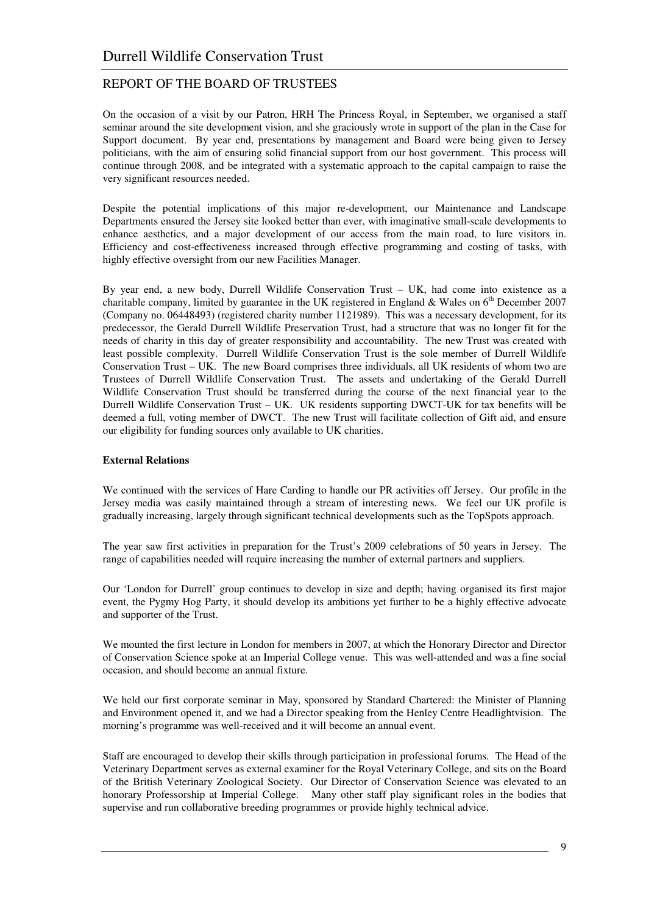## REPORT OF THE BOARD OF TRUSTEES

On the occasion of a visit by our Patron, HRH The Princess Royal, in September, we organised a staff seminar around the site development vision, and she graciously wrote in support of the plan in the Case for Support document. By year end, presentations by management and Board were being given to Jersey politicians, with the aim of ensuring solid financial support from our host government. This process will continue through 2008, and be integrated with a systematic approach to the capital campaign to raise the very significant resources needed.

Despite the potential implications of this major re-development, our Maintenance and Landscape Departments ensured the Jersey site looked better than ever, with imaginative small-scale developments to enhance aesthetics, and a major development of our access from the main road, to lure visitors in. Efficiency and cost-effectiveness increased through effective programming and costing of tasks, with highly effective oversight from our new Facilities Manager.

By year end, a new body, Durrell Wildlife Conservation Trust – UK, had come into existence as a charitable company, limited by guarantee in the UK registered in England & Wales on 6th December 2007 (Company no. 06448493) (registered charity number 1121989). This was a necessary development, for its predecessor, the Gerald Durrell Wildlife Preservation Trust, had a structure that was no longer fit for the needs of charity in this day of greater responsibility and accountability. The new Trust was created with least possible complexity. Durrell Wildlife Conservation Trust is the sole member of Durrell Wildlife Conservation Trust – UK. The new Board comprises three individuals, all UK residents of whom two are Trustees of Durrell Wildlife Conservation Trust. The assets and undertaking of the Gerald Durrell Wildlife Conservation Trust should be transferred during the course of the next financial year to the Durrell Wildlife Conservation Trust – UK. UK residents supporting DWCT-UK for tax benefits will be deemed a full, voting member of DWCT. The new Trust will facilitate collection of Gift aid, and ensure our eligibility for funding sources only available to UK charities.

**External Relations**

We continued with the services of Hare Carding to handle our PR activities off Jersey. Our profile in the Jersey media was easily maintained through a stream of interesting news. We feel our UK profile is gradually increasing, largely through significant technical developments such as the TopSpots approach.

The year saw first activities in preparation for the Trust's 2009 celebrations of 50 years in Jersey. The range of capabilities needed will require increasing the number of external partners and suppliers.

Our 'London for Durrell' group continues to develop in size and depth; having organised its first major event, the Pygmy Hog Party, it should develop its ambitions yet further to be a highly effective advocate and supporter of the Trust.

We mounted the first lecture in London for members in 2007, at which the Honorary Director and Director of Conservation Science spoke at an Imperial College venue. This was well-attended and was a fine social occasion, and should become an annual fixture.

We held our first corporate seminar in May, sponsored by Standard Chartered: the Minister of Planning and Environment opened it, and we had a Director speaking from the Henley Centre Headlightvision. The morning's programme was well-received and it will become an annual event.

Staff are encouraged to develop their skills through participation in professional forums. The Head of the Veterinary Department serves as external examiner for the Royal Veterinary College, and sits on the Board of the British Veterinary Zoological Society. Our Director of Conservation Science was elevated to an honorary Professorship at Imperial College. Many other staff play significant roles in the bodies that supervise and run collaborative breeding programmes or provide highly technical advice.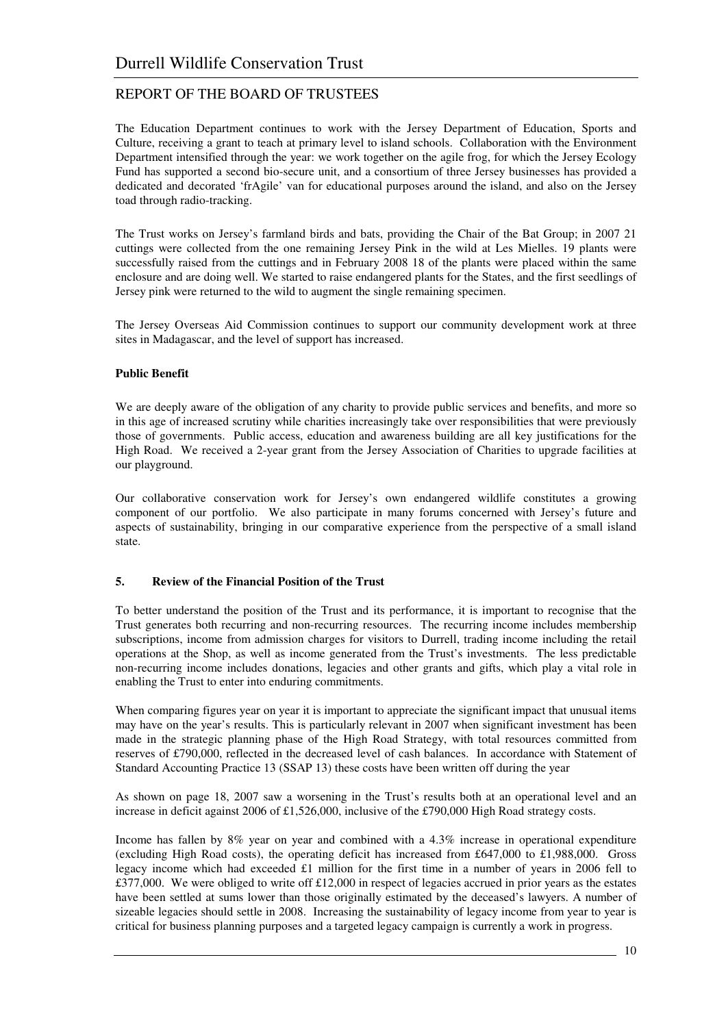The Education Department continues to work with the Jersey Department of Education, Sports and Culture, receiving a grant to teach at primary level to island schools. Collaboration with the Environment Department intensified through the year: we work together on the agile frog, for which the Jersey Ecology Fund has supported a second bio-secure unit, and a consortium of three Jersey businesses has provided a dedicated and decorated 'frAgile' van for educational purposes around the island, and also on the Jersey toad through radio-tracking.

The Trust works on Jersey's farmland birds and bats, providing the Chair of the Bat Group; in 2007 21 cuttings were collected from the one remaining Jersey Pink in the wild at Les Mielles. 19 plants were successfully raised from the cuttings and in February 2008 18 of the plants were placed within the same enclosure and are doing well. We started to raise endangered plants for the States, and the first seedlings of Jersey pink were returned to the wild to augment the single remaining specimen.

The Jersey Overseas Aid Commission continues to support our community development work at three sites in Madagascar, and the level of support has increased.

**Public Benefit**

We are deeply aware of the obligation of any charity to provide public services and benefits, and more so in this age of increased scrutiny while charities increasingly take over responsibilities that were previously those of governments. Public access, education and awareness building are all key justifications for the High Road. We received a 2-year grant from the Jersey Association of Charities to upgrade facilities at our playground.

Our collaborative conservation work for Jersey's own endangered wildlife constitutes a growing component of our portfolio. We also participate in many forums concerned with Jersey's future and aspects of sustainability, bringing in our comparative experience from the perspective of a small island state.

## 5. Review of the Financial Position of the Trust

To better understand the position of the Trust and its performance, it is important to recognise that the Trust generates both recurring and non-recurring resources. The recurring income includes membership subscriptions, income from admission charges for visitors to Durrell, trading income including the retail operations at the Shop, as well as income generated from the Trust's investments. The less predictable non-recurring income includes donations, legacies and other grants and gifts, which play a vital role in enabling the Trust to enter into enduring commitments.

When comparing figures year on year it is important to appreciate the significant impact that unusual items may have on the year's results. This is particularly relevant in 2007 when significant investment has been made in the strategic planning phase of the High Road Strategy, with total resources committed from reserves of £790,000, reflected in the decreased level of cash balances. In accordance with Statement of Standard Accounting Practice 13 (SSAP 13) these costs have been written off during the year

As shown on page 18, 2007 saw a worsening in the Trust's results both at an operational level and an increase in deficit against 2006 of £1,526,000, inclusive of the £790,000 High Road strategy costs.

Income has fallen by 8% year on year and combined with a 4.3% increase in operational expenditure (excluding High Road costs), the operating deficit has increased from £647,000 to £1,988,000. Gross legacy income which had exceeded £1 million for the first time in a number of years in 2006 fell to £377,000. We were obliged to write off £12,000 in respect of legacies accrued in prior years as the estates have been settled at sums lower than those originally estimated by the deceased's lawyers. A number of sizeable legacies should settle in 2008. Increasing the sustainability of legacy income from year to year is critical for business planning purposes and a targeted legacy campaign is currently a work in progress.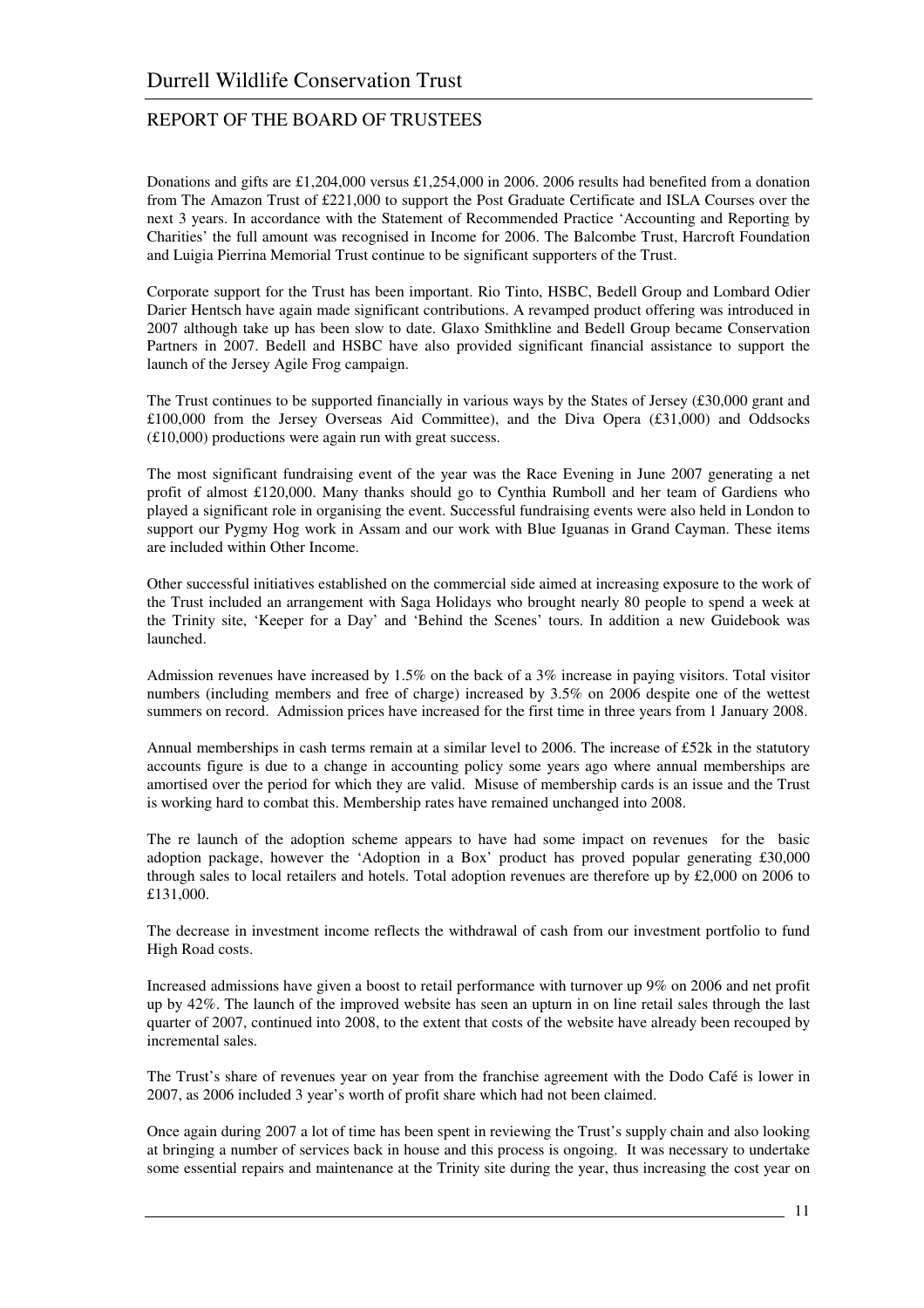# Durrell Wildlife Conservation Trust

## REPORT OF THE BOARD OF TRUSTEES

Donations and gifts are £1,204,000 versus £1,254,000 in 2006. 2006 results had benefited from a donation from The Amazon Trust of £221,000 to support the Post Graduate Certificate and ISLA Courses over the next 3 years. In accordance with the Statement of Recommended Practice 'Accounting and Reporting by Charities' the full amount was recognised in Income for 2006. The Balcombe Trust, Harcroft Foundation and Luigia Pierrina Memorial Trust continue to be significant supporters of the Trust.

Corporate support for the Trust has been important. Rio Tinto, HSBC, Bedell Group and Lombard Odier Darier Hentsch have again made significant contributions. A revamped product offering was introduced in 2007 although take up has been slow to date. Glaxo Smithkline and Bedell Group became Conservation Partners in 2007. Bedell and HSBC have also provided significant financial assistance to support the launch of the Jersey Agile Frog campaign.

The Trust continues to be supported financially in various ways by the States of Jersey (£30,000 grant and £100,000 from the Jersey Overseas Aid Committee), and the Diva Opera (£31,000) and Oddsocks (£10,000) productions were again run with great success.

The most significant fundraising event of the year was the Race Evening in June 2007 generating a net profit of almost £120,000. Many thanks should go to Cynthia Rumboll and her team of Gardiens who played a significant role in organising the event. Successful fundraising events were also held in London to support our Pygmy Hog work in Assam and our work with Blue Iguanas in Grand Cayman. These items are included within Other Income.

Other successful initiatives established on the commercial side aimed at increasing exposure to the work of the Trust included an arrangement with Saga Holidays who brought nearly 80 people to spend a week at the Trinity site, 'Keeper for a Day' and 'Behind the Scenes' tours. In addition a new Guidebook was launched.

Admission revenues have increased by 1.5% on the back of a 3% increase in paying visitors. Total visitor numbers (including members and free of charge) increased by 3.5% on 2006 despite one of the wettest summers on record. Admission prices have increased for the first time in three years from 1 January 2008.

Annual memberships in cash terms remain at a similar level to 2006. The increase of £52k in the statutory accounts figure is due to a change in accounting policy some years ago where annual memberships are amortised over the period for which they are valid. Misuse of membership cards is an issue and the Trust is working hard to combat this. Membership rates have remained unchanged into 2008.

The re launch of the adoption scheme appears to have had some impact on revenues for the basic adoption package, however the 'Adoption in a Box' product has proved popular generating £30,000 through sales to local retailers and hotels. Total adoption revenues are therefore up by £2,000 on 2006 to £131,000.

The decrease in investment income reflects the withdrawal of cash from our investment portfolio to fund High Road costs.

Increased admissions have given a boost to retail performance with turnover up 9% on 2006 and net profit up by 42%. The launch of the improved website has seen an upturn in on line retail sales through the last quarter of 2007, continued into 2008, to the extent that costs of the website have already been recouped by incremental sales.

The Trust's share of revenues year on year from the franchise agreement with the Dodo Café is lower in 2007, as 2006 included 3 year's worth of profit share which had not been claimed.

Once again during 2007 a lot of time has been spent in reviewing the Trust's supply chain and also looking at bringing a number of services back in house and this process is ongoing. It was necessary to undertake some essential repairs and maintenance at the Trinity site during the year, thus increasing the cost year on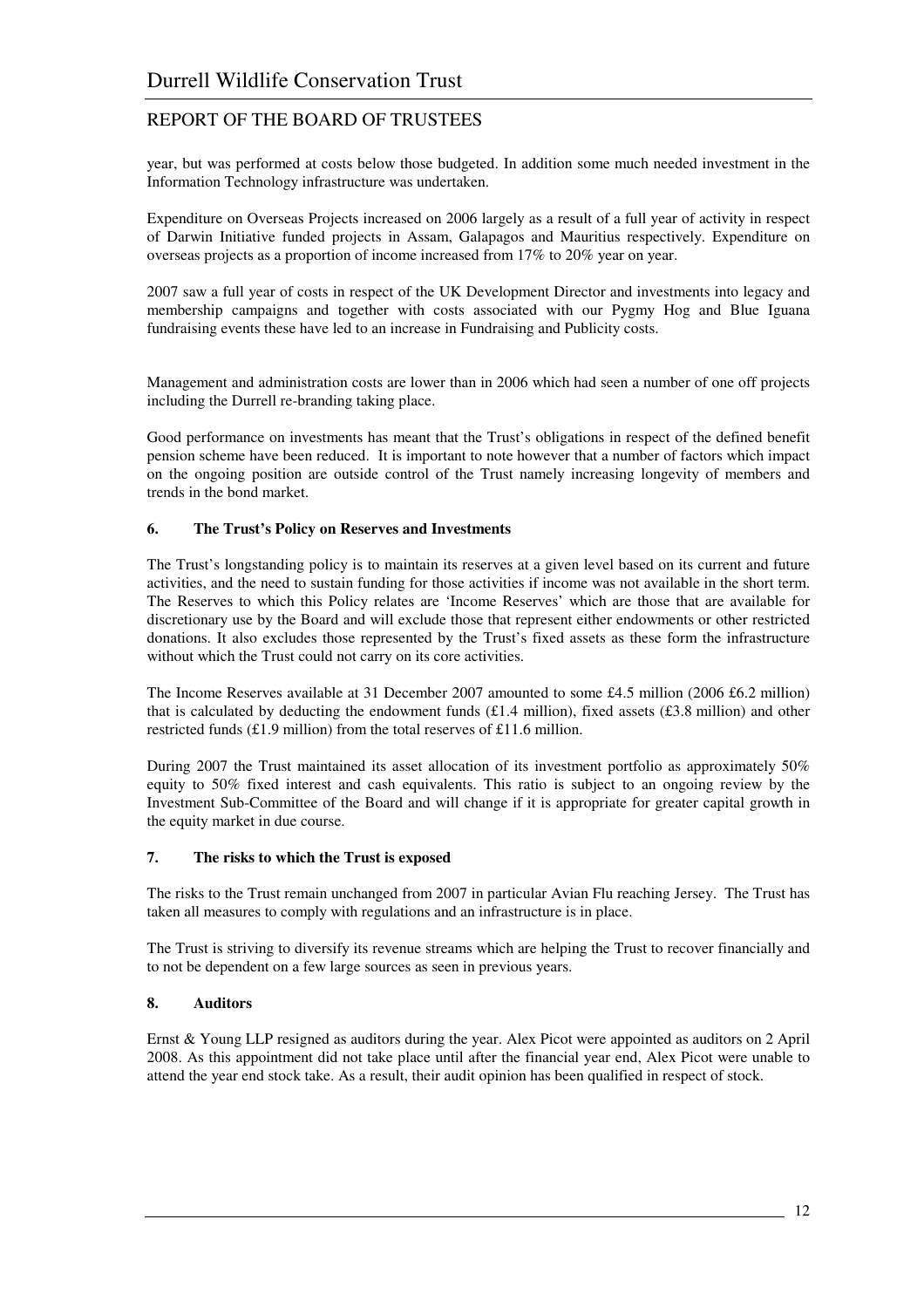year, but was performed at costs below those budgeted. In addition some much needed investment in the Information Technology infrastructure was undertaken.

Expenditure on Overseas Projects increased on 2006 largely as a result of a full year of activity in respect of Darwin Initiative funded projects in Assam, Galapagos and Mauritius respectively. Expenditure on overseas projects as a proportion of income increased from 17% to 20% year on year.

2007 saw a full year of costs in respect of the UK Development Director and investments into legacy and membership campaigns and together with costs associated with our Pygmy Hog and Blue Iguana fundraising events these have led to an increase in Fundraising and Publicity costs.

Management and administration costs are lower than in 2006 which had seen a number of one off projects including the Durrell re-branding taking place.

Good performance on investments has meant that the Trust's obligations in respect of the defined benefit pension scheme have been reduced. It is important to note however that a number of factors which impact on the ongoing position are outside control of the Trust namely increasing longevity of members and trends in the bond market.

### 6. The Trust's Policy on Reserves and Investments

The Trust's longstanding policy is to maintain its reserves at a given level based on its current and future activities, and the need to sustain funding for those activities if income was not available in the short term. The Reserves to which this Policy relates are 'Income Reserves' which are those that are available for discretionary use by the Board and will exclude those that represent either endowments or other restricted donations. It also excludes those represented by the Trust's fixed assets as these form the infrastructure without which the Trust could not carry on its core activities.

The Income Reserves available at 31 December 2007 amounted to some £4.5 million (2006 £6.2 million) that is calculated by deducting the endowment funds (£1.4 million), fixed assets (£3.8 million) and other restricted funds (£1.9 million) from the total reserves of £11.6 million.

During 2007 the Trust maintained its asset allocation of its investment portfolio as approximately 50% equity to 50% fixed interest and cash equivalents. This ratio is subject to an ongoing review by the Investment Sub-Committee of the Board and will change if it is appropriate for greater capital growth in the equity market in due course.

### 7. The risks to which the Trust is exposed

The risks to the Trust remain unchanged from 2007 in particular Avian Flu reaching Jersey. The Trust has taken all measures to comply with regulations and an infrastructure is in place.

The Trust is striving to diversify its revenue streams which are helping the Trust to recover financially and to not be dependent on a few large sources as seen in previous years.

### 8. Auditors

Ernst & Young LLP resigned as auditors during the year. Alex Picot were appointed as auditors on 2 April 2008. As this appointment did not take place until after the financial year end, Alex Picot were unable to attend the year end stock take. As a result, their audit opinion has been qualified in respect of stock.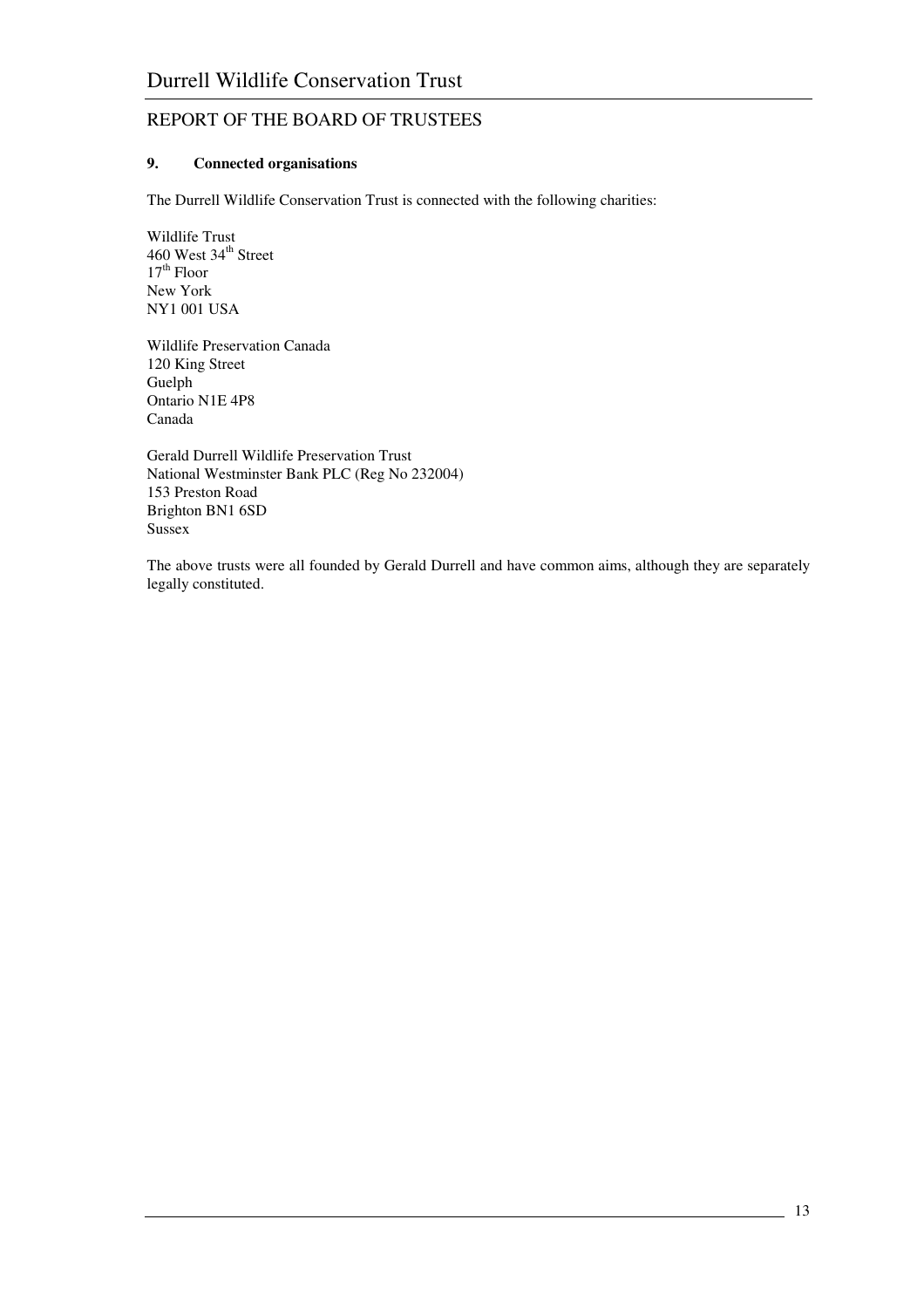### 9. Connected organisations

The Durrell Wildlife Conservation Trust is connected with the following charities:

Wildlife Trust
460 West 34th Street
17th Floor
New York
NY1 001 USA

Wildlife Preservation Canada
120 King Street
Guelph
Ontario N1E 4P8
Canada

Gerald Durrell Wildlife Preservation Trust
National Westminster Bank PLC (Reg No 232004)
153 Preston Road
Brighton BN1 6SD
Sussex

The above trusts were all founded by Gerald Durrell and have common aims, although they are separately legally constituted.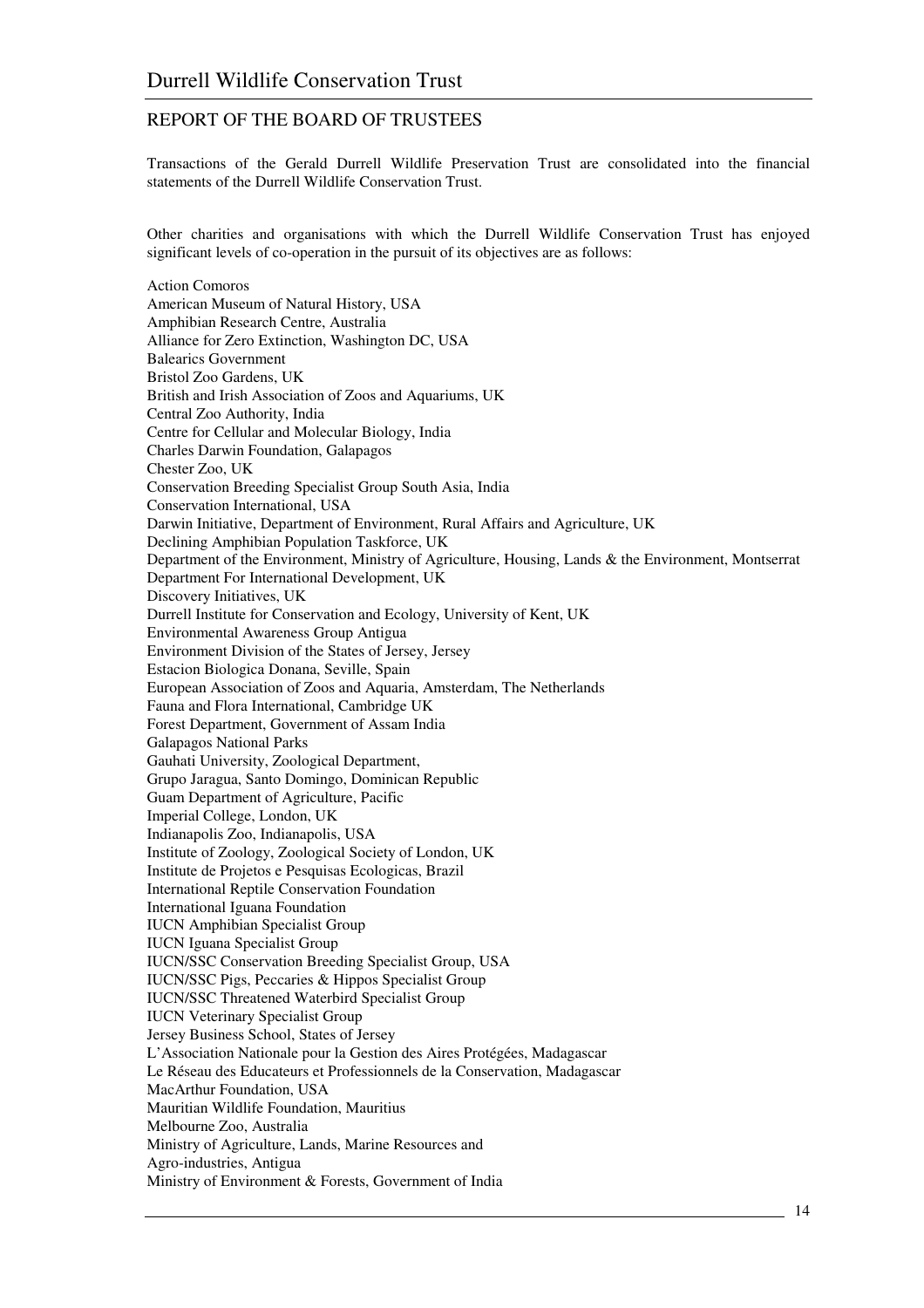## REPORT OF THE BOARD OF TRUSTEES

Transactions of the Gerald Durrell Wildlife Preservation Trust are consolidated into the financial statements of the Durrell Wildlife Conservation Trust.

Other charities and organisations with which the Durrell Wildlife Conservation Trust has enjoyed significant levels of co-operation in the pursuit of its objectives are as follows:

Action Comoros
American Museum of Natural History, USA
Amphibian Research Centre, Australia
Alliance for Zero Extinction, Washington DC, USA
Balearics Government
Bristol Zoo Gardens, UK
British and Irish Association of Zoos and Aquariums, UK
Central Zoo Authority, India
Centre for Cellular and Molecular Biology, India
Charles Darwin Foundation, Galapagos
Chester Zoo, UK
Conservation Breeding Specialist Group South Asia, India
Conservation International, USA
Darwin Initiative, Department of Environment, Rural Affairs and Agriculture, UK
Declining Amphibian Population Taskforce, UK
Department of the Environment, Ministry of Agriculture, Housing, Lands & the Environment, Montserrat
Department For International Development, UK
Discovery Initiatives, UK
Durrell Institute for Conservation and Ecology, University of Kent, UK
Environmental Awareness Group Antigua
Environment Division of the States of Jersey, Jersey
Estacion Biologica Donana, Seville, Spain
European Association of Zoos and Aquaria, Amsterdam, The Netherlands
Fauna and Flora International, Cambridge UK
Forest Department, Government of Assam India
Galapagos National Parks
Gauhati University, Zoological Department,
Grupo Jaragua, Santo Domingo, Dominican Republic
Guam Department of Agriculture, Pacific
Imperial College, London, UK
Indianapolis Zoo, Indianapolis, USA
Institute of Zoology, Zoological Society of London, UK
Institute de Projetos e Pesquisas Ecologicas, Brazil
International Reptile Conservation Foundation
International Iguana Foundation
IUCN Amphibian Specialist Group
IUCN Iguana Specialist Group
IUCN/SSC Conservation Breeding Specialist Group, USA
IUCN/SSC Pigs, Peccaries & Hippos Specialist Group
IUCN/SSC Threatened Waterbird Specialist Group
IUCN Veterinary Specialist Group
Jersey Business School, States of Jersey
L'Association Nationale pour la Gestion des Aires Protégées, Madagascar
Le Réseau des Educateurs et Professionnels de la Conservation, Madagascar
MacArthur Foundation, USA
Mauritian Wildlife Foundation, Mauritius
Melbourne Zoo, Australia
Ministry of Agriculture, Lands, Marine Resources and
Agro-industries, Antigua
Ministry of Environment & Forests, Government of India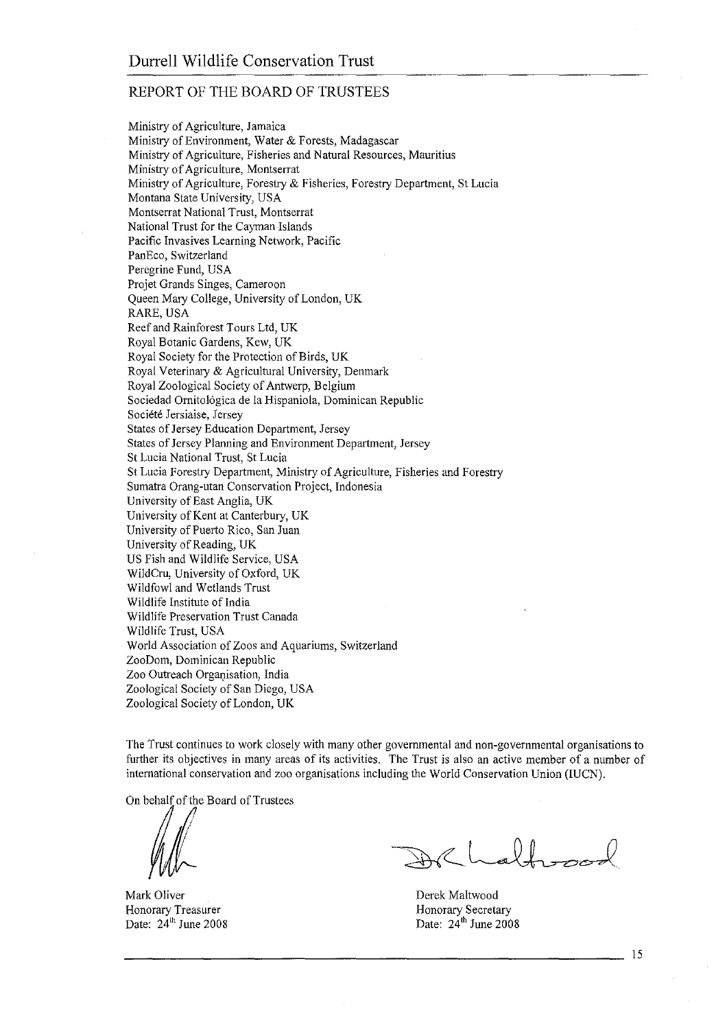## REPORT OF THE BOARD OF TRUSTEES

Ministry of Agriculture, Jamaica
Ministry of Environment, Water & Forests, Madagascar
Ministry of Agriculture, Fisheries and Natural Resources, Mauritius
Ministry of Agriculture, Montserrat
Ministry of Agriculture, Forestry & Fisheries, Forestry Department, St Lucia
Montana State University, USA
Montserrat National Trust, Montserrat
National Trust for the Cayman Islands
Pacific Invasives Learning Network, Pacific
PanEco, Switzerland
Peregrine Fund, USA
Projet Grands Singes, Cameroon
Queen Mary College, University of London, UK
RARE, USA
Reef and Rainforest Tours Ltd, UK
Royal Botanic Gardens, Kew, UK
Royal Society for the Protection of Birds, UK
Royal Veterinary & Agricultural University, Denmark
Royal Zoological Society of Antwerp, Belgium
Sociedad Ornitológica de la Hispaniola, Dominican Republic
Société Jersiaise, Jersey
States of Jersey Education Department, Jersey
States of Jersey Planning and Environment Department, Jersey
St Lucia National Trust, St Lucia
St Lucia Forestry Department, Ministry of Agriculture, Fisheries and Forestry
Sumatra Orang-utan Conservation Project, Indonesia
University of East Anglia, UK
University of Kent at Canterbury, UK
University of Puerto Rico, San Juan
University of Reading, UK
US Fish and Wildlife Service, USA
WildCru, University of Oxford, UK
Wildfowl and Wetlands Trust
Wildlife Institute of India
Wildlife Preservation Trust Canada
Wildlife Trust, USA
World Association of Zoos and Aquariums, Switzerland
ZooDom, Dominican Republic
Zoo Outreach Organisation, India
Zoological Society of San Diego, USA
Zoological Society of London, UK

The Trust continues to work closely with many other governmental and non-governmental organisations to further its objectives in many areas of its activities. The Trust is also an active member of a number of international conservation and zoo organisations including the World Conservation Union (IUCN).

On behalf of the Board of Trustees

Mark Oliver
Honorary Treasurer
Date: 24th June 2008

Derek Maltwood
Honorary Secretary
Date: 24th June 2008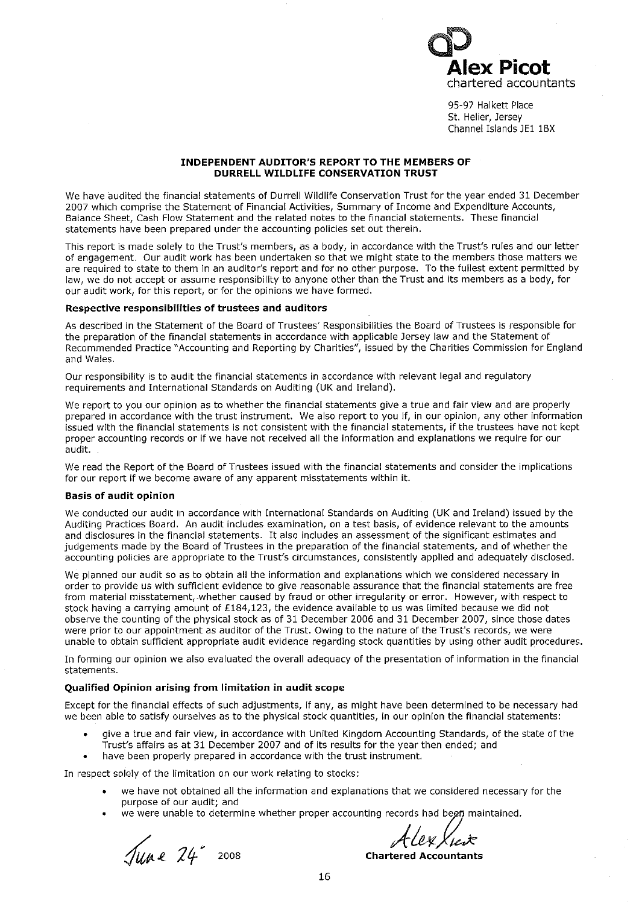**Alex Picot**
chartered accountants

95-97 Halkett Place
St. Helier, Jersey
Channel Islands JE1 1BX

## INDEPENDENT AUDITOR'S REPORT TO THE MEMBERS OF DURRELL WILDLIFE CONSERVATION TRUST

We have audited the financial statements of Durrell Wildlife Conservation Trust for the year ended 31 December 2007 which comprise the Statement of Financial Activities, Summary of Income and Expenditure Accounts, Balance Sheet, Cash Flow Statement and the related notes to the financial statements. These financial statements have been prepared under the accounting policies set out therein.

This report is made solely to the Trust's members, as a body, in accordance with the Trust's rules and our letter of engagement. Our audit work has been undertaken so that we might state to the members those matters we are required to state to them in an auditor's report and for no other purpose. To the fullest extent permitted by law, we do not accept or assume responsibility to anyone other than the Trust and its members as a body, for our audit work, for this report, or for the opinions we have formed.

### Respective responsibilities of trustees and auditors

As described in the Statement of the Board of Trustees' Responsibilities the Board of Trustees is responsible for the preparation of the financial statements in accordance with applicable Jersey law and the Statement of Recommended Practice "Accounting and Reporting by Charities", issued by the Charities Commission for England and Wales.

Our responsibility is to audit the financial statements in accordance with relevant legal and regulatory requirements and International Standards on Auditing (UK and Ireland).

We report to you our opinion as to whether the financial statements give a true and fair view and are properly prepared in accordance with the trust instrument. We also report to you if, in our opinion, any other information issued with the financial statements is not consistent with the financial statements, if the trustees have not kept proper accounting records or if we have not received all the information and explanations we require for our audit.

We read the Report of the Board of Trustees issued with the financial statements and consider the implications for our report if we become aware of any apparent misstatements within it.

### Basis of audit opinion

We conducted our audit in accordance with International Standards on Auditing (UK and Ireland) issued by the Auditing Practices Board. An audit includes examination, on a test basis, of evidence relevant to the amounts and disclosures in the financial statements. It also includes an assessment of the significant estimates and judgements made by the Board of Trustees in the preparation of the financial statements, and of whether the accounting policies are appropriate to the Trust's circumstances, consistently applied and adequately disclosed.

We planned our audit so as to obtain all the information and explanations which we considered necessary in order to provide us with sufficient evidence to give reasonable assurance that the financial statements are free from material misstatement, whether caused by fraud or other irregularity or error. However, with respect to stock having a carrying amount of £184,123, the evidence available to us was limited because we did not observe the counting of the physical stock as of 31 December 2006 and 31 December 2007, since those dates were prior to our appointment as auditor of the Trust. Owing to the nature of the Trust's records, we were unable to obtain sufficient appropriate audit evidence regarding stock quantities by using other audit procedures.

In forming our opinion we also evaluated the overall adequacy of the presentation of information in the financial statements.

### Qualified Opinion arising from limitation in audit scope

Except for the financial effects of such adjustments, if any, as might have been determined to be necessary had we been able to satisfy ourselves as to the physical stock quantities, in our opinion the financial statements:

- give a true and fair view, in accordance with United Kingdom Accounting Standards, of the state of the Trust's affairs as at 31 December 2007 and of its results for the year then ended; and
- have been properly prepared in accordance with the trust instrument.

In respect solely of the limitation on our work relating to stocks:

- we have not obtained all the information and explanations that we considered necessary for the purpose of our audit; and
- we were unable to determine whether proper accounting records had been maintained.

June 24 2008

Alex Picot
**Chartered Accountants**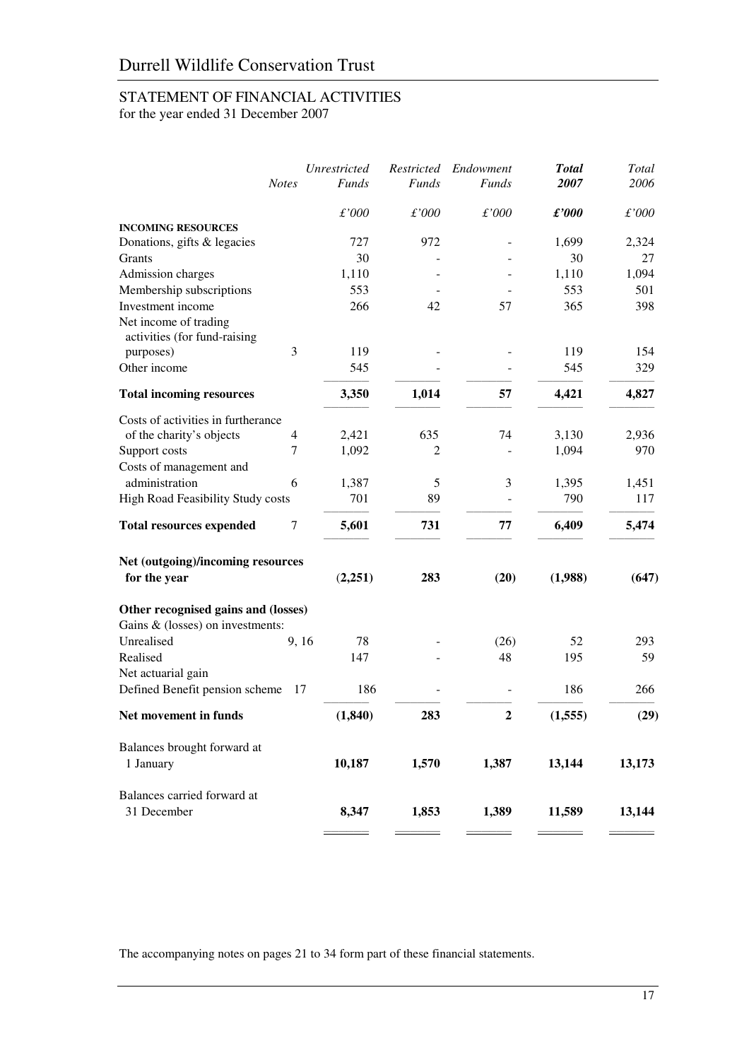# Durrell Wildlife Conservation Trust

## STATEMENT OF FINANCIAL ACTIVITIES

for the year ended 31 December 2007

| | Notes | *Unrestricted Funds* | *Restricted Funds* | *Endowment Funds* | ***Total 2007*** | *Total 2006* |
|---|---|---|---|---|---|---|
| | | *£'000* | *£'000* | *£'000* | ***£'000*** | *£'000* |
| **INCOMING RESOURCES** | | | | | | |
| Donations, gifts & legacies | | 727 | 972 | - | 1,699 | 2,324 |
| Grants | | 30 | - | - | 30 | 27 |
| Admission charges | | 1,110 | - | - | 1,110 | 1,094 |
| Membership subscriptions | | 553 | - | - | 553 | 501 |
| Investment income | | 266 | 42 | 57 | 365 | 398 |
| Net income of trading activities (for fund-raising purposes) | 3 | 119 | - | - | 119 | 154 |
| Other income | | 545 | - | - | 545 | 329 |
| **Total incoming resources** | | **3,350** | **1,014** | **57** | **4,421** | **4,827** |
| Costs of activities in furtherance of the charity's objects | 4 | 2,421 | 635 | 74 | 3,130 | 2,936 |
| Support costs | 7 | 1,092 | 2 | - | 1,094 | 970 |
| Costs of management and administration | 6 | 1,387 | 5 | 3 | 1,395 | 1,451 |
| High Road Feasibility Study costs | | 701 | 89 | - | 790 | 117 |
| **Total resources expended** | 7 | **5,601** | **731** | **77** | **6,409** | **5,474** |
| **Net (outgoing)/incoming resources for the year** | | **(2,251)** | **283** | **(20)** | **(1,988)** | **(647)** |
| **Other recognised gains and (losses)** | | | | | | |
| Gains & (losses) on investments: | | | | | | |
| Unrealised | 9, 16 | 78 | - | (26) | 52 | 293 |
| Realised | | 147 | - | 48 | 195 | 59 |
| Net actuarial gain | | | | | | |
| Defined Benefit pension scheme | 17 | 186 | - | - | 186 | 266 |
| **Net movement in funds** | | **(1,840)** | **283** | **2** | **(1,555)** | **(29)** |
| Balances brought forward at 1 January | | **10,187** | **1,570** | **1,387** | **13,144** | **13,173** |
| Balances carried forward at 31 December | | **8,347** | **1,853** | **1,389** | **11,589** | **13,144** |

The accompanying notes on pages 21 to 34 form part of these financial statements.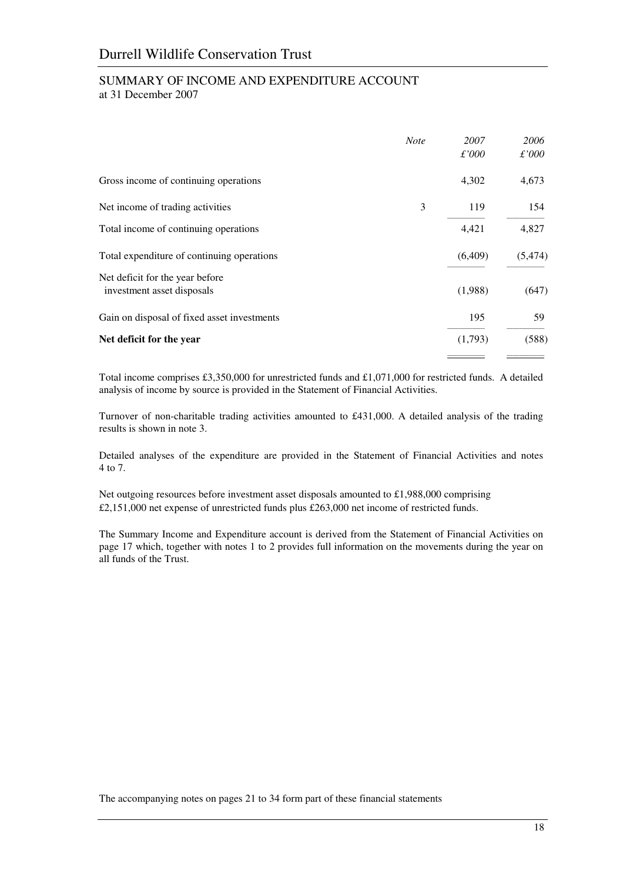# Durrell Wildlife Conservation Trust

## SUMMARY OF INCOME AND EXPENDITURE ACCOUNT

at 31 December 2007

| | *Note* | *2007* *£'000* | *2006* *£'000* |
|---|---|---|---|
| Gross income of continuing operations | | 4,302 | 4,673 |
| Net income of trading activities | 3 | 119 | 154 |
| Total income of continuing operations | | 4,421 | 4,827 |
| Total expenditure of continuing operations | | (6,409) | (5,474) |
| Net deficit for the year before investment asset disposals | | (1,988) | (647) |
| Gain on disposal of fixed asset investments | | 195 | 59 |
| **Net deficit for the year** | | (1,793) | (588) |

Total income comprises £3,350,000 for unrestricted funds and £1,071,000 for restricted funds. A detailed analysis of income by source is provided in the Statement of Financial Activities.

Turnover of non-charitable trading activities amounted to £431,000. A detailed analysis of the trading results is shown in note 3.

Detailed analyses of the expenditure are provided in the Statement of Financial Activities and notes 4 to 7.

Net outgoing resources before investment asset disposals amounted to £1,988,000 comprising £2,151,000 net expense of unrestricted funds plus £263,000 net income of restricted funds.

The Summary Income and Expenditure account is derived from the Statement of Financial Activities on page 17 which, together with notes 1 to 2 provides full information on the movements during the year on all funds of the Trust.

The accompanying notes on pages 21 to 34 form part of these financial statements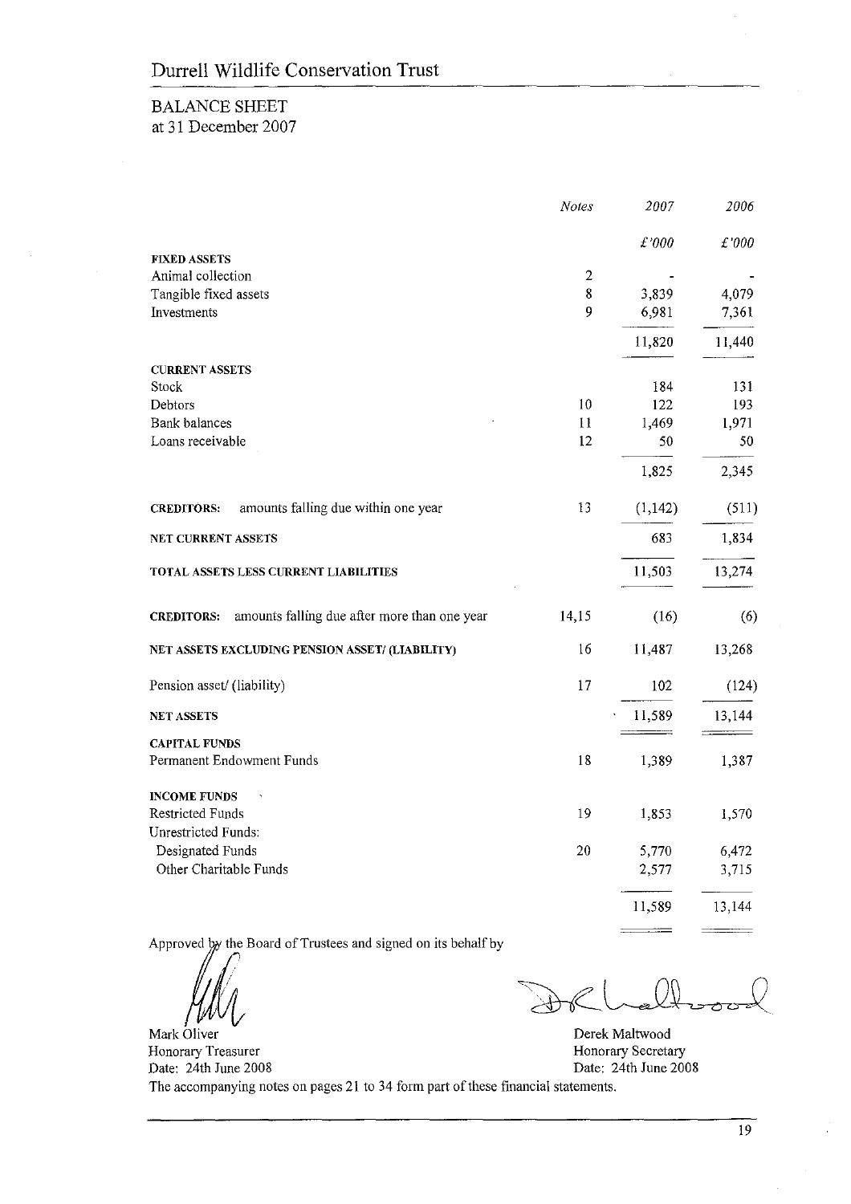# Durrell Wildlife Conservation Trust

## BALANCE SHEET
at 31 December 2007

| | *Notes* | *2007* | *2006* |
|---|---|---|---|
| | | *£'000* | *£'000* |
| **FIXED ASSETS** | | | |
| Animal collection | 2 | - | - |
| Tangible fixed assets | 8 | 3,839 | 4,079 |
| Investments | 9 | 6,981 | 7,361 |
| | | 11,820 | 11,440 |
| **CURRENT ASSETS** | | | |
| Stock | | 184 | 131 |
| Debtors | 10 | 122 | 193 |
| Bank balances | 11 | 1,469 | 1,971 |
| Loans receivable | 12 | 50 | 50 |
| | | 1,825 | 2,345 |
| **CREDITORS:** amounts falling due within one year | 13 | (1,142) | (511) |
| **NET CURRENT ASSETS** | | 683 | 1,834 |
| **TOTAL ASSETS LESS CURRENT LIABILITIES** | | 11,503 | 13,274 |
| **CREDITORS:** amounts falling due after more than one year | 14,15 | (16) | (6) |
| **NET ASSETS EXCLUDING PENSION ASSET/ (LIABILITY)** | 16 | 11,487 | 13,268 |
| Pension asset/ (liability) | 17 | 102 | (124) |
| **NET ASSETS** | | 11,589 | 13,144 |
| **CAPITAL FUNDS** | | | |
| Permanent Endowment Funds | 18 | 1,389 | 1,387 |
| **INCOME FUNDS** | | | |
| Restricted Funds | 19 | 1,853 | 1,570 |
| Unrestricted Funds: | | | |
| Designated Funds | 20 | 5,770 | 6,472 |
| Other Charitable Funds | | 2,577 | 3,715 |
| | | 11,589 | 13,144 |

Approved by the Board of Trustees and signed on its behalf by

Mark Oliver
Honorary Treasurer
Date: 24th June 2008

Derek Maltwood
Honorary Secretary
Date: 24th June 2008

The accompanying notes on pages 21 to 34 form part of these financial statements.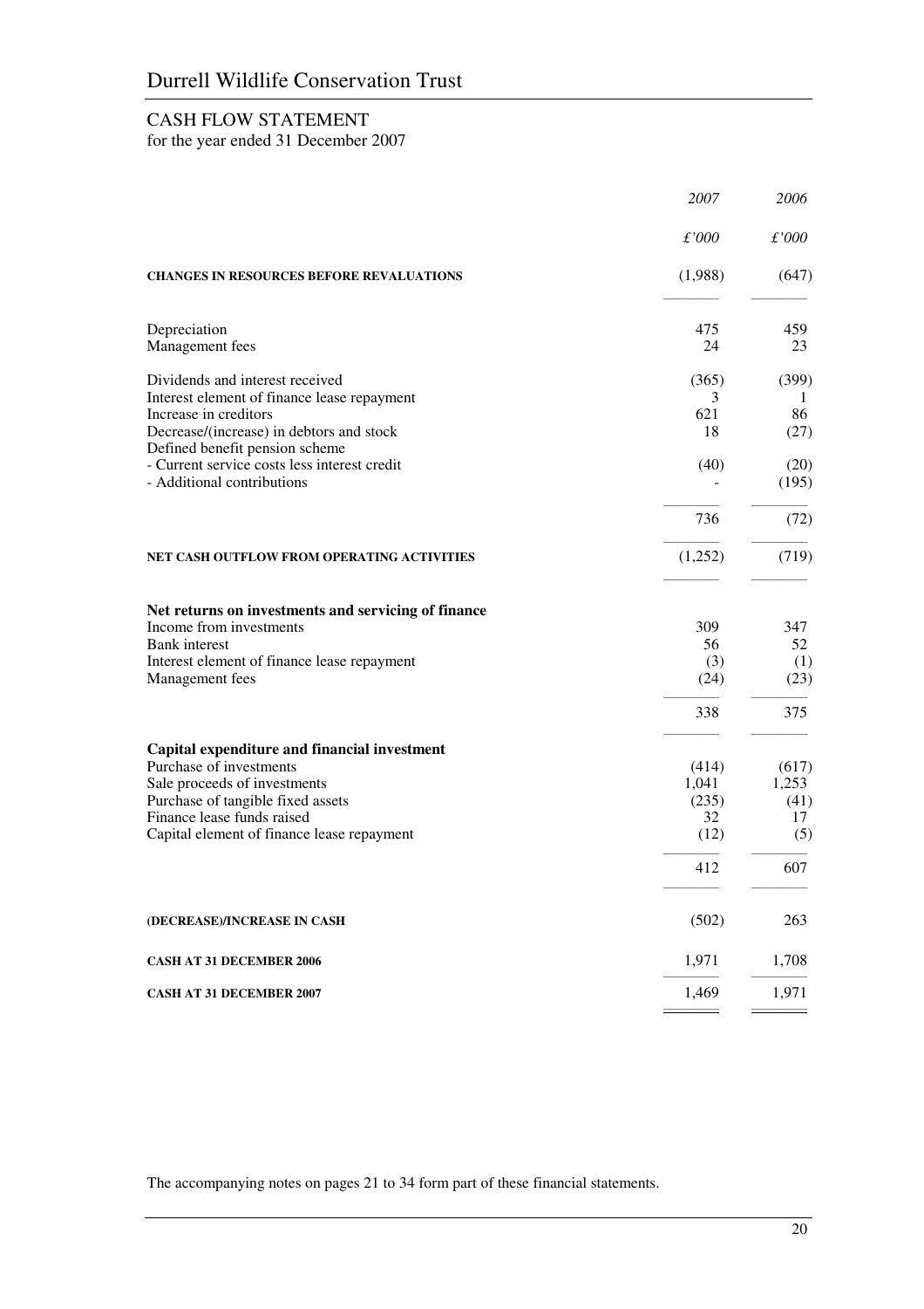# Durrell Wildlife Conservation Trust

## CASH FLOW STATEMENT

for the year ended 31 December 2007

| | *2007* | *2006* |
|---|---|---|
| | *£'000* | *£'000* |
| **CHANGES IN RESOURCES BEFORE REVALUATIONS** | (1,988) | (647) |
| Depreciation | 475 | 459 |
| Management fees | 24 | 23 |
| Dividends and interest received | (365) | (399) |
| Interest element of finance lease repayment | 3 | 1 |
| Increase in creditors | 621 | 86 |
| Decrease/(increase) in debtors and stock | 18 | (27) |
| Defined benefit pension scheme | | |
| - Current service costs less interest credit | (40) | (20) |
| - Additional contributions | - | (195) |
| | 736 | (72) |
| **NET CASH OUTFLOW FROM OPERATING ACTIVITIES** | (1,252) | (719) |
| **Net returns on investments and servicing of finance** | | |
| Income from investments | 309 | 347 |
| Bank interest | 56 | 52 |
| Interest element of finance lease repayment | (3) | (1) |
| Management fees | (24) | (23) |
| | 338 | 375 |
| **Capital expenditure and financial investment** | | |
| Purchase of investments | (414) | (617) |
| Sale proceeds of investments | 1,041 | 1,253 |
| Purchase of tangible fixed assets | (235) | (41) |
| Finance lease funds raised | 32 | 17 |
| Capital element of finance lease repayment | (12) | (5) |
| | 412 | 607 |
| **(DECREASE)/INCREASE IN CASH** | (502) | 263 |
| **CASH AT 31 DECEMBER 2006** | 1,971 | 1,708 |
| **CASH AT 31 DECEMBER 2007** | 1,469 | 1,971 |

The accompanying notes on pages 21 to 34 form part of these financial statements.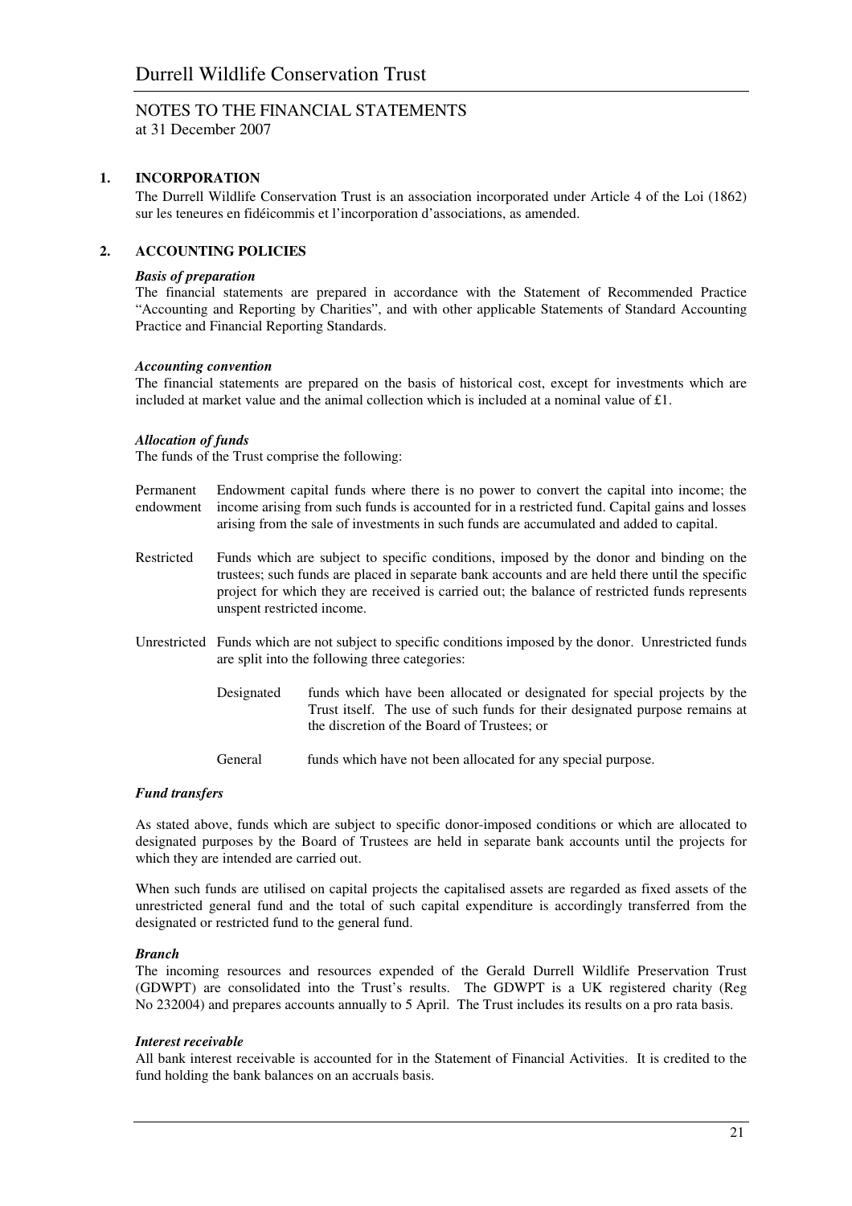# Durrell Wildlife Conservation Trust

## NOTES TO THE FINANCIAL STATEMENTS
at 31 December 2007

### 1. INCORPORATION

The Durrell Wildlife Conservation Trust is an association incorporated under Article 4 of the Loi (1862) sur les teneures en fidéicommis et l'incorporation d'associations, as amended.

### 2. ACCOUNTING POLICIES

***Basis of preparation***

The financial statements are prepared in accordance with the Statement of Recommended Practice "Accounting and Reporting by Charities", and with other applicable Statements of Standard Accounting Practice and Financial Reporting Standards.

***Accounting convention***

The financial statements are prepared on the basis of historical cost, except for investments which are included at market value and the animal collection which is included at a nominal value of £1.

***Allocation of funds***

The funds of the Trust comprise the following:

Permanent endowment — Endowment capital funds where there is no power to convert the capital into income; the income arising from such funds is accounted for in a restricted fund. Capital gains and losses arising from the sale of investments in such funds are accumulated and added to capital.

Restricted — Funds which are subject to specific conditions, imposed by the donor and binding on the trustees; such funds are placed in separate bank accounts and are held there until the specific project for which they are received is carried out; the balance of restricted funds represents unspent restricted income.

Unrestricted — Funds which are not subject to specific conditions imposed by the donor. Unrestricted funds are split into the following three categories:

- Designated — funds which have been allocated or designated for special projects by the Trust itself. The use of such funds for their designated purpose remains at the discretion of the Board of Trustees; or
- General — funds which have not been allocated for any special purpose.

***Fund transfers***

As stated above, funds which are subject to specific donor-imposed conditions or which are allocated to designated purposes by the Board of Trustees are held in separate bank accounts until the projects for which they are intended are carried out.

When such funds are utilised on capital projects the capitalised assets are regarded as fixed assets of the unrestricted general fund and the total of such capital expenditure is accordingly transferred from the designated or restricted fund to the general fund.

***Branch***

The incoming resources and resources expended of the Gerald Durrell Wildlife Preservation Trust (GDWPT) are consolidated into the Trust's results. The GDWPT is a UK registered charity (Reg No 232004) and prepares accounts annually to 5 April. The Trust includes its results on a pro rata basis.

***Interest receivable***

All bank interest receivable is accounted for in the Statement of Financial Activities. It is credited to the fund holding the bank balances on an accruals basis.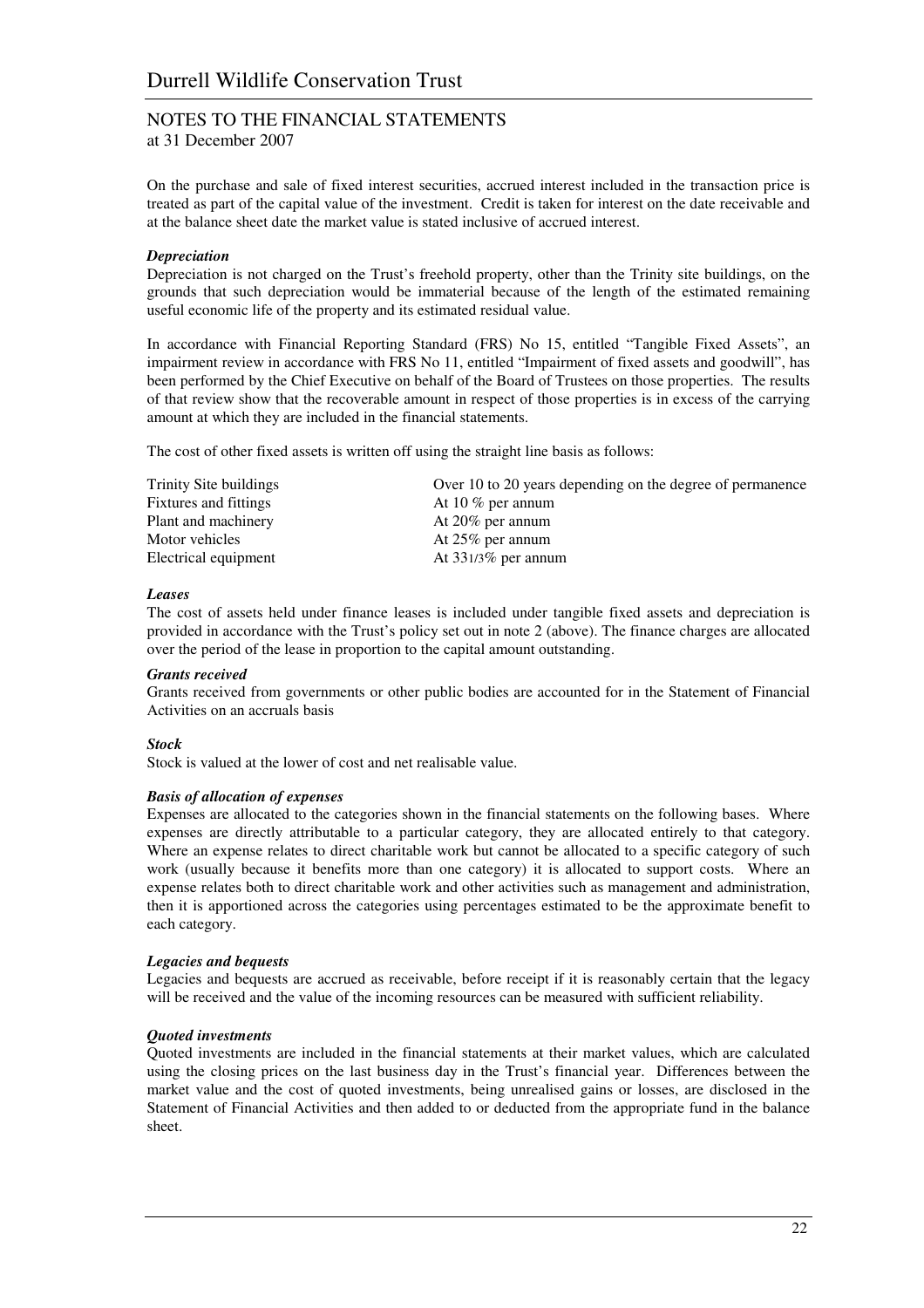On the purchase and sale of fixed interest securities, accrued interest included in the transaction price is treated as part of the capital value of the investment. Credit is taken for interest on the date receivable and at the balance sheet date the market value is stated inclusive of accrued interest.

***Depreciation***

Depreciation is not charged on the Trust's freehold property, other than the Trinity site buildings, on the grounds that such depreciation would be immaterial because of the length of the estimated remaining useful economic life of the property and its estimated residual value.

In accordance with Financial Reporting Standard (FRS) No 15, entitled "Tangible Fixed Assets", an impairment review in accordance with FRS No 11, entitled "Impairment of fixed assets and goodwill", has been performed by the Chief Executive on behalf of the Board of Trustees on those properties. The results of that review show that the recoverable amount in respect of those properties is in excess of the carrying amount at which they are included in the financial statements.

The cost of other fixed assets is written off using the straight line basis as follows:

| | |
|---|---|
| Trinity Site buildings | Over 10 to 20 years depending on the degree of permanence |
| Fixtures and fittings | At 10 % per annum |
| Plant and machinery | At 20% per annum |
| Motor vehicles | At 25% per annum |
| Electrical equipment | At 33 1/3% per annum |

***Leases***

The cost of assets held under finance leases is included under tangible fixed assets and depreciation is provided in accordance with the Trust's policy set out in note 2 (above). The finance charges are allocated over the period of the lease in proportion to the capital amount outstanding.

***Grants received***

Grants received from governments or other public bodies are accounted for in the Statement of Financial Activities on an accruals basis

***Stock***

Stock is valued at the lower of cost and net realisable value.

***Basis of allocation of expenses***

Expenses are allocated to the categories shown in the financial statements on the following bases. Where expenses are directly attributable to a particular category, they are allocated entirely to that category. Where an expense relates to direct charitable work but cannot be allocated to a specific category of such work (usually because it benefits more than one category) it is allocated to support costs. Where an expense relates both to direct charitable work and other activities such as management and administration, then it is apportioned across the categories using percentages estimated to be the approximate benefit to each category.

***Legacies and bequests***

Legacies and bequests are accrued as receivable, before receipt if it is reasonably certain that the legacy will be received and the value of the incoming resources can be measured with sufficient reliability.

***Quoted investments***

Quoted investments are included in the financial statements at their market values, which are calculated using the closing prices on the last business day in the Trust's financial year. Differences between the market value and the cost of quoted investments, being unrealised gains or losses, are disclosed in the Statement of Financial Activities and then added to or deducted from the appropriate fund in the balance sheet.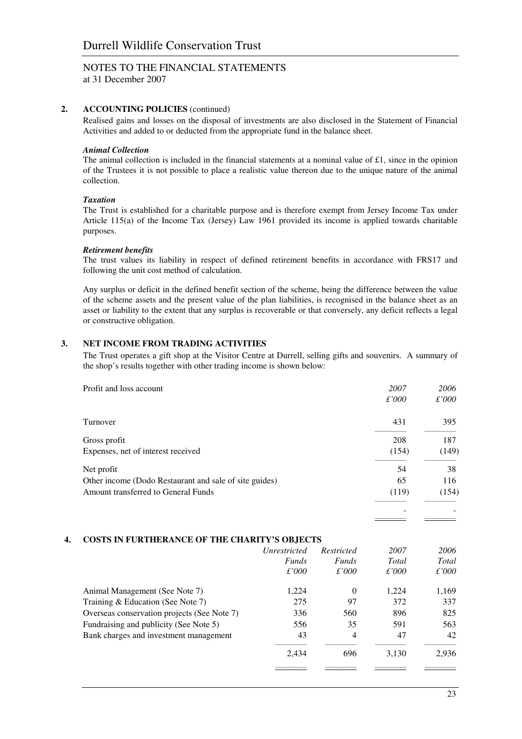## 2. ACCOUNTING POLICIES (continued)

Realised gains and losses on the disposal of investments are also disclosed in the Statement of Financial Activities and added to or deducted from the appropriate fund in the balance sheet.

***Animal Collection***

The animal collection is included in the financial statements at a nominal value of £1, since in the opinion of the Trustees it is not possible to place a realistic value thereon due to the unique nature of the animal collection.

***Taxation***

The Trust is established for a charitable purpose and is therefore exempt from Jersey Income Tax under Article 115(a) of the Income Tax (Jersey) Law 1961 provided its income is applied towards charitable purposes.

***Retirement benefits***

The trust values its liability in respect of defined retirement benefits in accordance with FRS17 and following the unit cost method of calculation.

Any surplus or deficit in the defined benefit section of the scheme, being the difference between the value of the scheme assets and the present value of the plan liabilities, is recognised in the balance sheet as an asset or liability to the extent that any surplus is recoverable or that conversely, any deficit reflects a legal or constructive obligation.

## 3. NET INCOME FROM TRADING ACTIVITIES

The Trust operates a gift shop at the Visitor Centre at Durrell, selling gifts and souvenirs. A summary of the shop's results together with other trading income is shown below:

| Profit and loss account | *2007* *£'000* | *2006* *£'000* |
|---|---|---|
| Turnover | 431 | 395 |
| Gross profit | 208 | 187 |
| Expenses, net of interest received | (154) | (149) |
| Net profit | 54 | 38 |
| Other income (Dodo Restaurant and sale of site guides) | 65 | 116 |
| Amount transferred to General Funds | (119) | (154) |
| | - | - |

## 4. COSTS IN FURTHERANCE OF THE CHARITY'S OBJECTS

| | *Unrestricted Funds £'000* | *Restricted Funds £'000* | *2007 Total £'000* | *2006 Total £'000* |
|---|---|---|---|---|
| Animal Management (See Note 7) | 1,224 | 0 | 1,224 | 1,169 |
| Training & Education (See Note 7) | 275 | 97 | 372 | 337 |
| Overseas conservation projects (See Note 7) | 336 | 560 | 896 | 825 |
| Fundraising and publicity (See Note 5) | 556 | 35 | 591 | 563 |
| Bank charges and investment management | 43 | 4 | 47 | 42 |
| | 2,434 | 696 | 3,130 | 2,936 |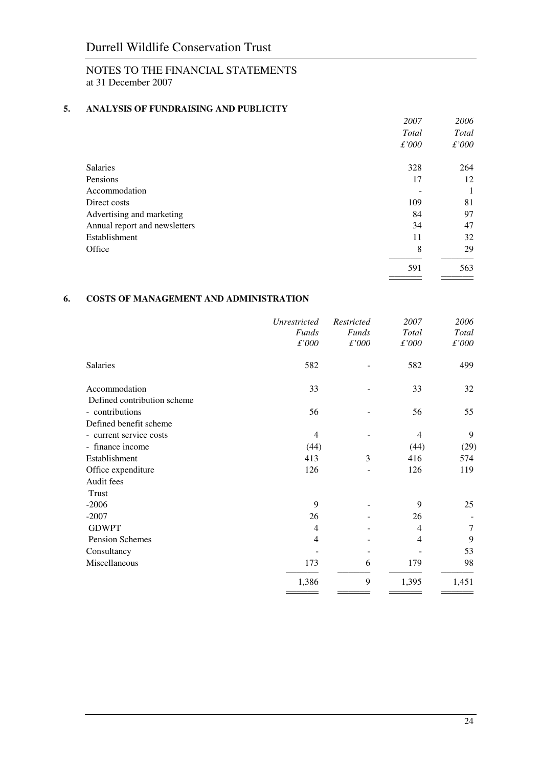# Durrell Wildlife Conservation Trust

NOTES TO THE FINANCIAL STATEMENTS
at 31 December 2007

## 5. ANALYSIS OF FUNDRAISING AND PUBLICITY

| | *2007 Total £'000* | *2006 Total £'000* |
|---|---|---|
| Salaries | 328 | 264 |
| Pensions | 17 | 12 |
| Accommodation | - | 1 |
| Direct costs | 109 | 81 |
| Advertising and marketing | 84 | 97 |
| Annual report and newsletters | 34 | 47 |
| Establishment | 11 | 32 |
| Office | 8 | 29 |
| | 591 | 563 |

## 6. COSTS OF MANAGEMENT AND ADMINISTRATION

| | *Unrestricted Funds £'000* | *Restricted Funds £'000* | *2007 Total £'000* | *2006 Total £'000* |
|---|---|---|---|---|
| Salaries | 582 | - | 582 | 499 |
| Accommodation | 33 | - | 33 | 32 |
| Defined contribution scheme | | | | |
| - contributions | 56 | - | 56 | 55 |
| Defined benefit scheme | | | | |
| - current service costs | 4 | - | 4 | 9 |
| - finance income | (44) | | (44) | (29) |
| Establishment | 413 | 3 | 416 | 574 |
| Office expenditure | 126 | - | 126 | 119 |
| Audit fees | | | | |
| Trust | | | | |
| -2006 | 9 | - | 9 | 25 |
| -2007 | 26 | - | 26 | - |
| GDWPT | 4 | - | 4 | 7 |
| Pension Schemes | 4 | - | 4 | 9 |
| Consultancy | - | - | - | 53 |
| Miscellaneous | 173 | 6 | 179 | 98 |
| | 1,386 | 9 | 1,395 | 1,451 |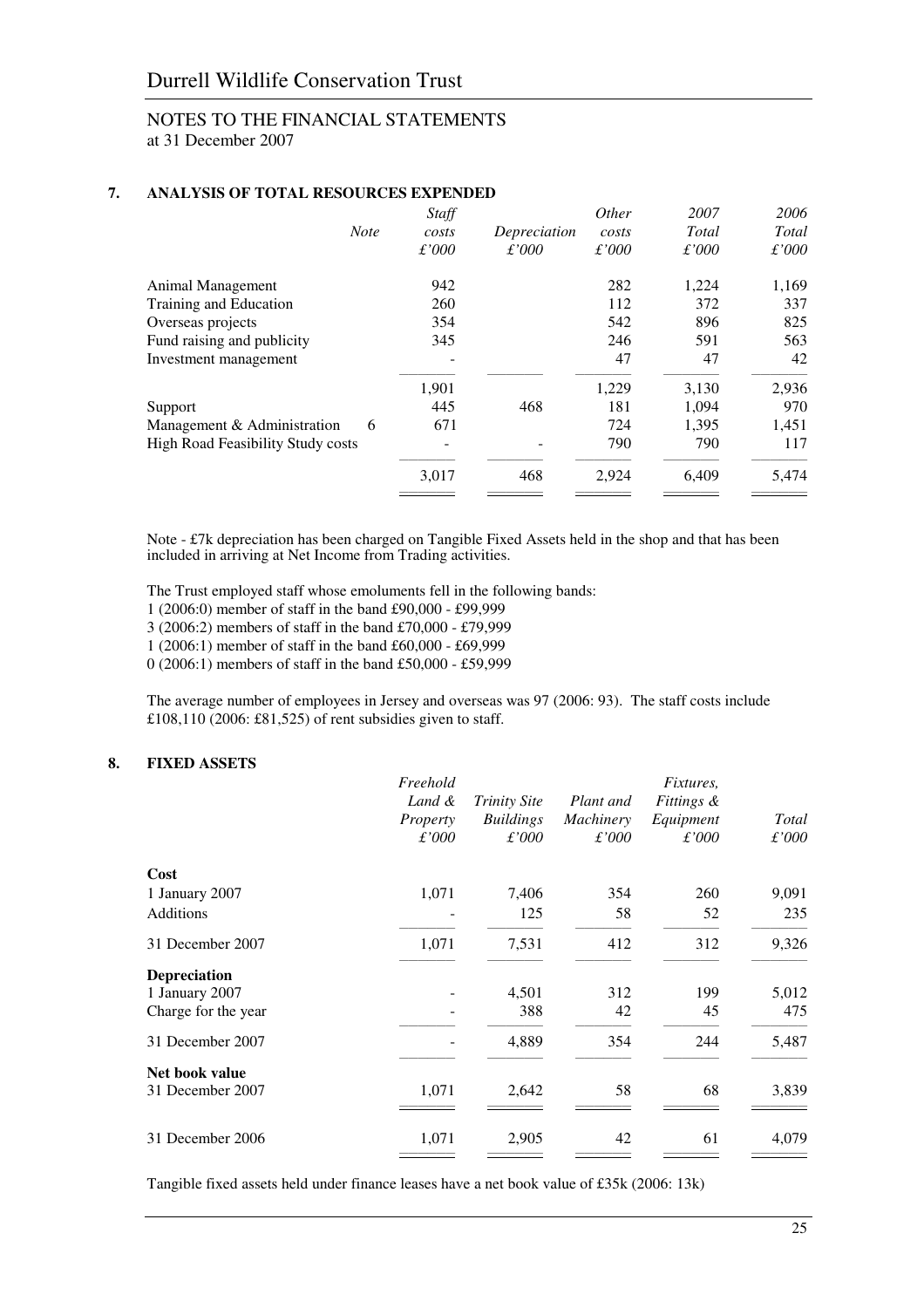Durrell Wildlife Conservation Trust

NOTES TO THE FINANCIAL STATEMENTS
at 31 December 2007

## 7. ANALYSIS OF TOTAL RESOURCES EXPENDED

| | *Note* | *Staff costs £'000* | *Depreciation £'000* | *Other costs £'000* | *2007 Total £'000* | *2006 Total £'000* |
|---|---|---|---|---|---|---|
| Animal Management | | 942 | | 282 | 1,224 | 1,169 |
| Training and Education | | 260 | | 112 | 372 | 337 |
| Overseas projects | | 354 | | 542 | 896 | 825 |
| Fund raising and publicity | | 345 | | 246 | 591 | 563 |
| Investment management | | - | | 47 | 47 | 42 |
| | | 1,901 | | 1,229 | 3,130 | 2,936 |
| Support | | 445 | 468 | 181 | 1,094 | 970 |
| Management & Administration | 6 | 671 | | 724 | 1,395 | 1,451 |
| High Road Feasibility Study costs | | - | - | 790 | 790 | 117 |
| | | 3,017 | 468 | 2,924 | 6,409 | 5,474 |

Note - £7k depreciation has been charged on Tangible Fixed Assets held in the shop and that has been included in arriving at Net Income from Trading activities.

The Trust employed staff whose emoluments fell in the following bands:
1 (2006:0) member of staff in the band £90,000 - £99,999
3 (2006:2) members of staff in the band £70,000 - £79,999
1 (2006:1) member of staff in the band £60,000 - £69,999
0 (2006:1) members of staff in the band £50,000 - £59,999

The average number of employees in Jersey and overseas was 97 (2006: 93). The staff costs include £108,110 (2006: £81,525) of rent subsidies given to staff.

## 8. FIXED ASSETS

| | *Freehold Land & Property £'000* | *Trinity Site Buildings £'000* | *Plant and Machinery £'000* | *Fixtures, Fittings & Equipment £'000* | *Total £'000* |
|---|---|---|---|---|---|
| **Cost** | | | | | |
| 1 January 2007 | 1,071 | 7,406 | 354 | 260 | 9,091 |
| Additions | - | 125 | 58 | 52 | 235 |
| 31 December 2007 | 1,071 | 7,531 | 412 | 312 | 9,326 |
| **Depreciation** | | | | | |
| 1 January 2007 | - | 4,501 | 312 | 199 | 5,012 |
| Charge for the year | - | 388 | 42 | 45 | 475 |
| 31 December 2007 | - | 4,889 | 354 | 244 | 5,487 |
| **Net book value** | | | | | |
| 31 December 2007 | 1,071 | 2,642 | 58 | 68 | 3,839 |
| 31 December 2006 | 1,071 | 2,905 | 42 | 61 | 4,079 |

Tangible fixed assets held under finance leases have a net book value of £35k (2006: 13k)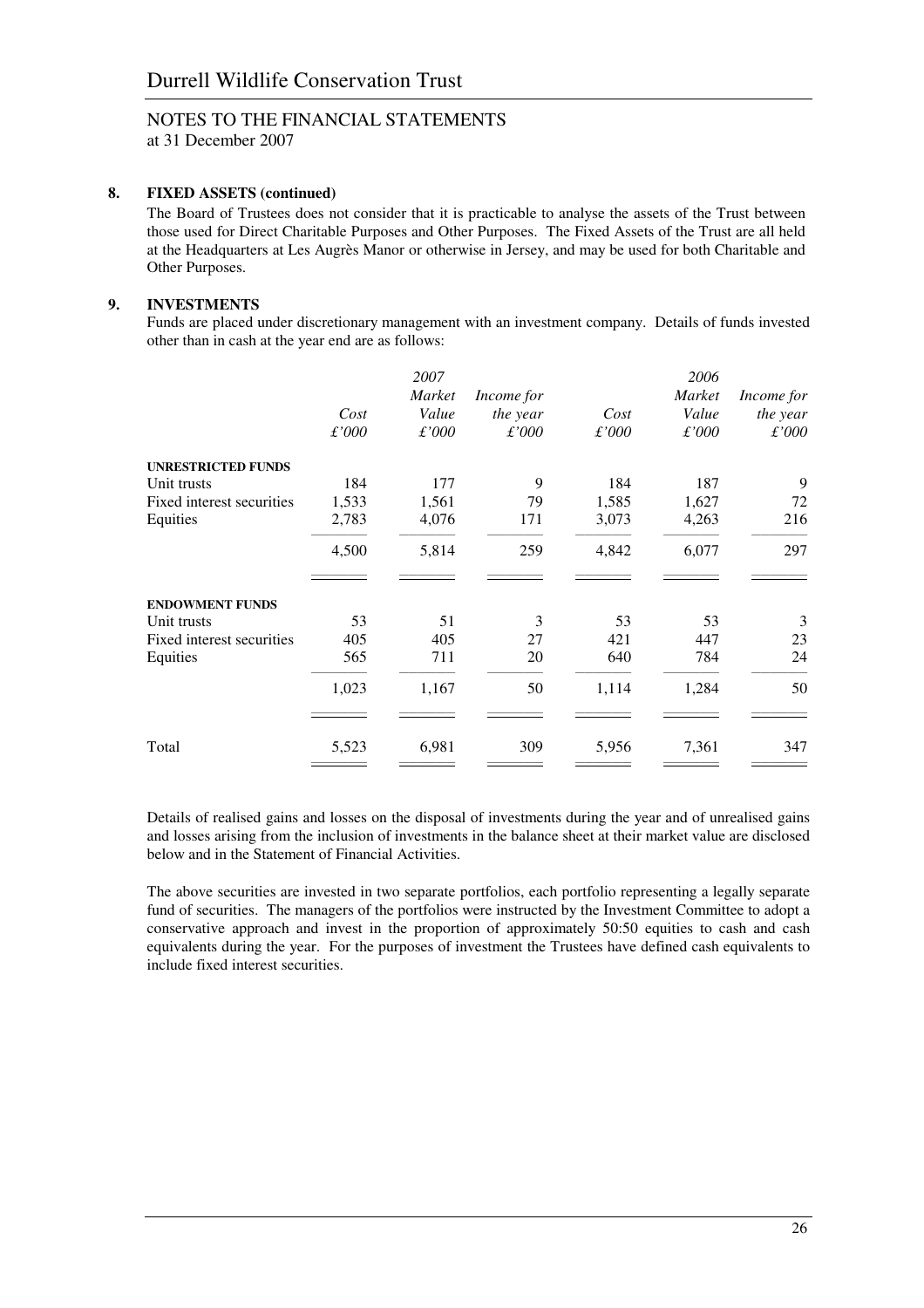Durrell Wildlife Conservation Trust

NOTES TO THE FINANCIAL STATEMENTS
at 31 December 2007

**8. FIXED ASSETS (continued)**

The Board of Trustees does not consider that it is practicable to analyse the assets of the Trust between those used for Direct Charitable Purposes and Other Purposes. The Fixed Assets of the Trust are all held at the Headquarters at Les Augrès Manor or otherwise in Jersey, and may be used for both Charitable and Other Purposes.

**9. INVESTMENTS**

Funds are placed under discretionary management with an investment company. Details of funds invested other than in cash at the year end are as follows:

| | | *2007* | | | *2006* | |
|---|---|---|---|---|---|---|
| | *Cost* | *Market Value* | *Income for the year* | *Cost* | *Market Value* | *Income for the year* |
| | *£'000* | *£'000* | *£'000* | *£'000* | *£'000* | *£'000* |
| **UNRESTRICTED FUNDS** | | | | | | |
| Unit trusts | 184 | 177 | 9 | 184 | 187 | 9 |
| Fixed interest securities | 1,533 | 1,561 | 79 | 1,585 | 1,627 | 72 |
| Equities | 2,783 | 4,076 | 171 | 3,073 | 4,263 | 216 |
| | 4,500 | 5,814 | 259 | 4,842 | 6,077 | 297 |
| **ENDOWMENT FUNDS** | | | | | | |
| Unit trusts | 53 | 51 | 3 | 53 | 53 | 3 |
| Fixed interest securities | 405 | 405 | 27 | 421 | 447 | 23 |
| Equities | 565 | 711 | 20 | 640 | 784 | 24 |
| | 1,023 | 1,167 | 50 | 1,114 | 1,284 | 50 |
| Total | 5,523 | 6,981 | 309 | 5,956 | 7,361 | 347 |

Details of realised gains and losses on the disposal of investments during the year and of unrealised gains and losses arising from the inclusion of investments in the balance sheet at their market value are disclosed below and in the Statement of Financial Activities.

The above securities are invested in two separate portfolios, each portfolio representing a legally separate fund of securities. The managers of the portfolios were instructed by the Investment Committee to adopt a conservative approach and invest in the proportion of approximately 50:50 equities to cash and cash equivalents during the year. For the purposes of investment the Trustees have defined cash equivalents to include fixed interest securities.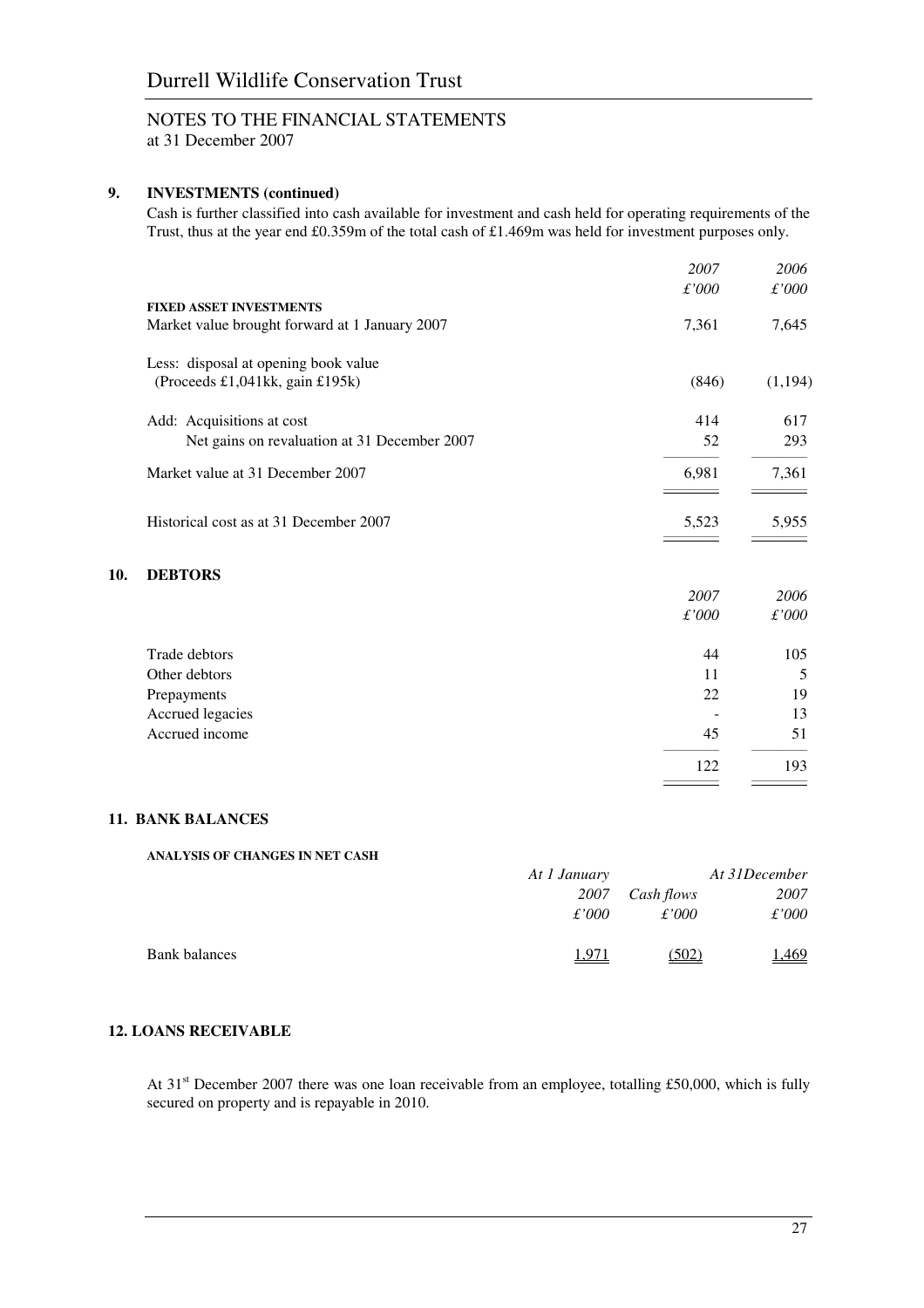Durrell Wildlife Conservation Trust

NOTES TO THE FINANCIAL STATEMENTS
at 31 December 2007

**9. INVESTMENTS (continued)**

Cash is further classified into cash available for investment and cash held for operating requirements of the Trust, thus at the year end £0.359m of the total cash of £1.469m was held for investment purposes only.

| | *2007* | *2006* |
|---|---|---|
| | *£'000* | *£'000* |
| **FIXED ASSET INVESTMENTS** | | |
| Market value brought forward at 1 January 2007 | 7,361 | 7,645 |
| Less: disposal at opening book value (Proceeds £1,041kk, gain £195k) | (846) | (1,194) |
| Add: Acquisitions at cost | 414 | 617 |
| Net gains on revaluation at 31 December 2007 | 52 | 293 |
| Market value at 31 December 2007 | 6,981 | 7,361 |
| Historical cost as at 31 December 2007 | 5,523 | 5,955 |

**10. DEBTORS**

| | *2007* | *2006* |
|---|---|---|
| | *£'000* | *£'000* |
| Trade debtors | 44 | 105 |
| Other debtors | 11 | 5 |
| Prepayments | 22 | 19 |
| Accrued legacies | - | 13 |
| Accrued income | 45 | 51 |
| | 122 | 193 |

**11. BANK BALANCES**

**ANALYSIS OF CHANGES IN NET CASH**

| | *At 1 January 2007* | *Cash flows* | *At 31December 2007* |
|---|---|---|---|
| | *£'000* | *£'000* | *£'000* |
| Bank balances | 1,971 | (502) | 1,469 |

**12. LOANS RECEIVABLE**

At 31st December 2007 there was one loan receivable from an employee, totalling £50,000, which is fully secured on property and is repayable in 2010.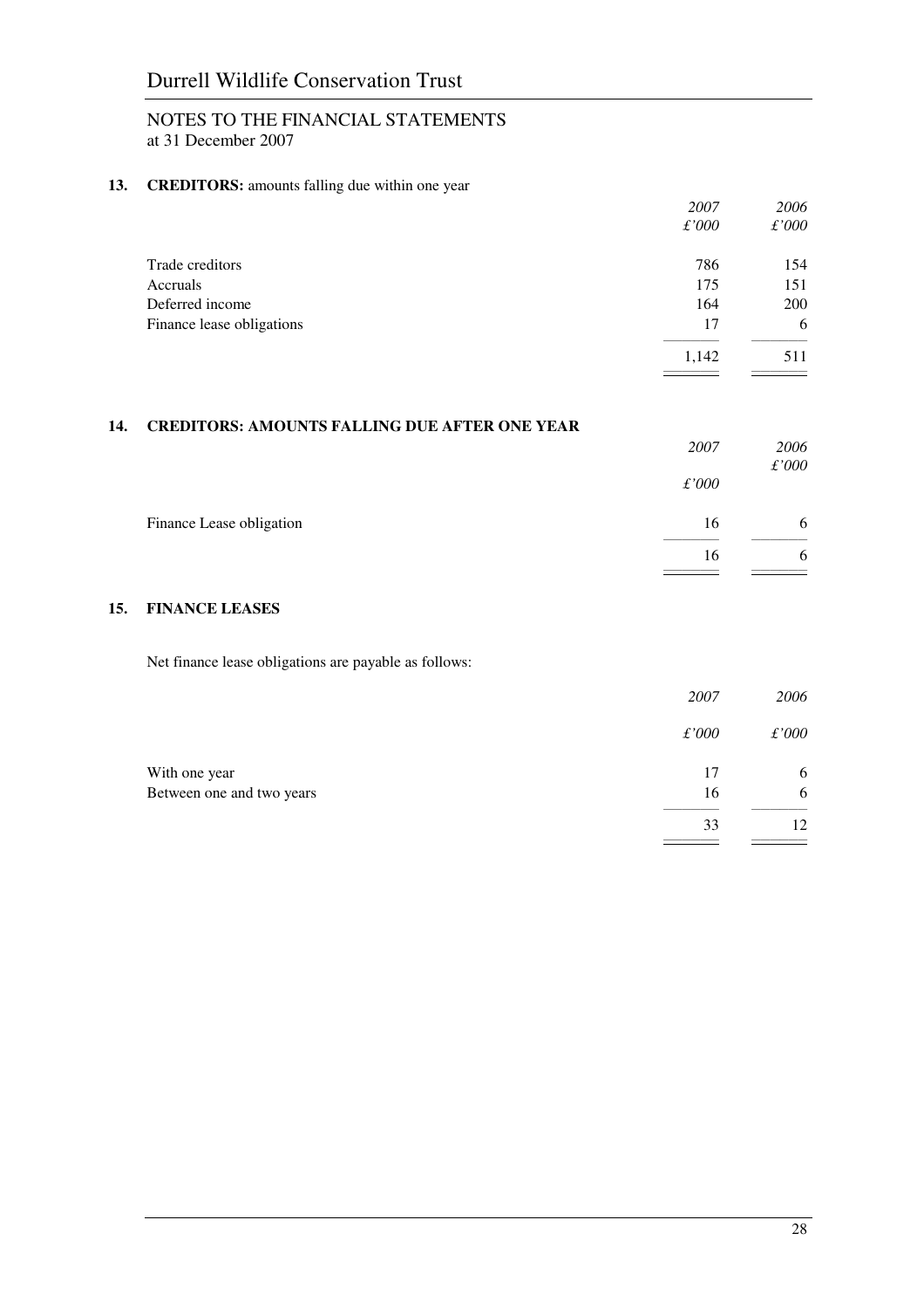## NOTES TO THE FINANCIAL STATEMENTS
at 31 December 2007

### 13. CREDITORS: amounts falling due within one year

| | *2007* *£'000* | *2006* *£'000* |
|---|---|---|
| Trade creditors | 786 | 154 |
| Accruals | 175 | 151 |
| Deferred income | 164 | 200 |
| Finance lease obligations | 17 | 6 |
| | 1,142 | 511 |

### 14. CREDITORS: AMOUNTS FALLING DUE AFTER ONE YEAR

| | *2007* *£'000* | *2006* *£'000* |
|---|---|---|
| Finance Lease obligation | 16 | 6 |
| | 16 | 6 |

### 15. FINANCE LEASES

Net finance lease obligations are payable as follows:

| | *2007* *£'000* | *2006* *£'000* |
|---|---|---|
| With one year | 17 | 6 |
| Between one and two years | 16 | 6 |
| | 33 | 12 |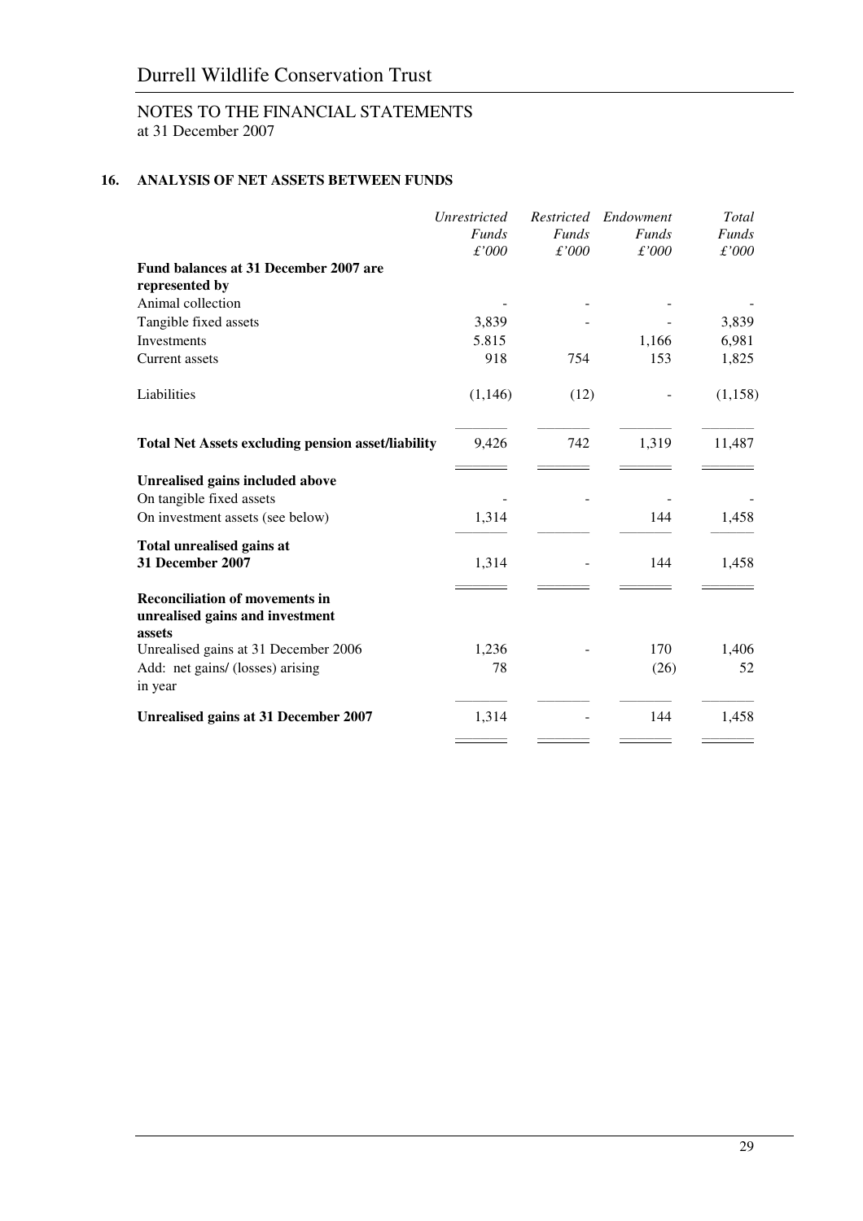# Durrell Wildlife Conservation Trust

## NOTES TO THE FINANCIAL STATEMENTS
at 31 December 2007

### 16. ANALYSIS OF NET ASSETS BETWEEN FUNDS

| | *Unrestricted Funds £'000* | *Restricted Funds £'000* | *Endowment Funds £'000* | *Total Funds £'000* |
|---|---|---|---|---|
| **Fund balances at 31 December 2007 are represented by** | | | | |
| Animal collection | - | - | - | - |
| Tangible fixed assets | 3,839 | - | - | 3,839 |
| Investments | 5.815 | | 1,166 | 6,981 |
| Current assets | 918 | 754 | 153 | 1,825 |
| Liabilities | (1,146) | (12) | - | (1,158) |
| **Total Net Assets excluding pension asset/liability** | 9,426 | 742 | 1,319 | 11,487 |
| **Unrealised gains included above** | | | | |
| On tangible fixed assets | - | - | - | - |
| On investment assets (see below) | 1,314 | | 144 | 1,458 |
| **Total unrealised gains at 31 December 2007** | 1,314 | - | 144 | 1,458 |
| **Reconciliation of movements in unrealised gains and investment assets** | | | | |
| Unrealised gains at 31 December 2006 | 1,236 | - | 170 | 1,406 |
| Add: net gains/ (losses) arising in year | 78 | | (26) | 52 |
| **Unrealised gains at 31 December 2007** | 1,314 | - | 144 | 1,458 |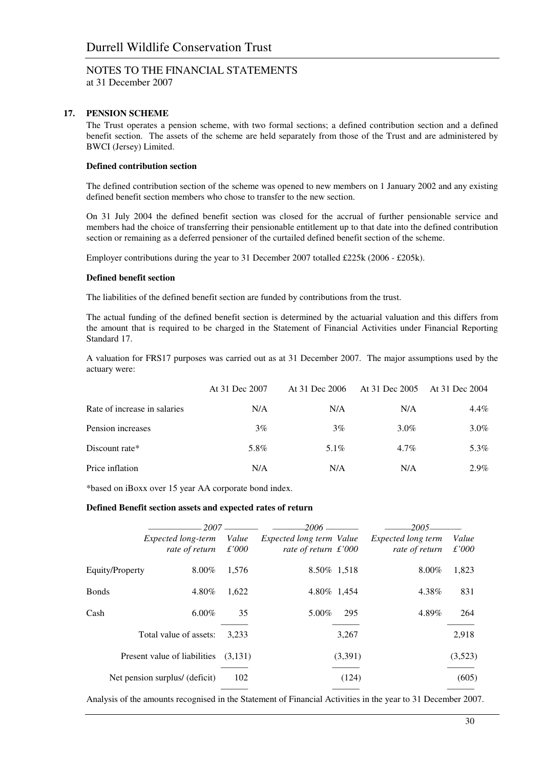## 17. PENSION SCHEME

The Trust operates a pension scheme, with two formal sections; a defined contribution section and a defined benefit section. The assets of the scheme are held separately from those of the Trust and are administered by BWCI (Jersey) Limited.

**Defined contribution section**

The defined contribution section of the scheme was opened to new members on 1 January 2002 and any existing defined benefit section members who chose to transfer to the new section.

On 31 July 2004 the defined benefit section was closed for the accrual of further pensionable service and members had the choice of transferring their pensionable entitlement up to that date into the defined contribution section or remaining as a deferred pensioner of the curtailed defined benefit section of the scheme.

Employer contributions during the year to 31 December 2007 totalled £225k (2006 - £205k).

**Defined benefit section**

The liabilities of the defined benefit section are funded by contributions from the trust.

The actual funding of the defined benefit section is determined by the actuarial valuation and this differs from the amount that is required to be charged in the Statement of Financial Activities under Financial Reporting Standard 17.

A valuation for FRS17 purposes was carried out as at 31 December 2007. The major assumptions used by the actuary were:

| | At 31 Dec 2007 | At 31 Dec 2006 | At 31 Dec 2005 | At 31 Dec 2004 |
|---|---|---|---|---|
| Rate of increase in salaries | N/A | N/A | N/A | 4.4% |
| Pension increases | 3% | 3% | 3.0% | 3.0% |
| Discount rate* | 5.8% | 5.1% | 4.7% | 5.3% |
| Price inflation | N/A | N/A | N/A | 2.9% |

*based on iBoxx over 15 year AA corporate bond index.

**Defined Benefit section assets and expected rates of return**

| | 2007 | | 2006 | | 2005 | |
|---|---|---|---|---|---|---|
| | *Expected long-term rate of return* | *Value £'000* | *Expected long term rate of return* | *Value £'000* | *Expected long term rate of return* | *Value £'000* |
| Equity/Property | 8.00% | 1,576 | 8.50% | 1,518 | 8.00% | 1,823 |
| Bonds | 4.80% | 1,622 | 4.80% | 1,454 | 4.38% | 831 |
| Cash | 6.00% | 35 | 5.00% | 295 | 4.89% | 264 |
| Total value of assets: | | 3,233 | | 3,267 | | 2,918 |
| Present value of liabilities | | (3,131) | | (3,391) | | (3,523) |
| Net pension surplus/ (deficit) | | 102 | | (124) | | (605) |

Analysis of the amounts recognised in the Statement of Financial Activities in the year to 31 December 2007.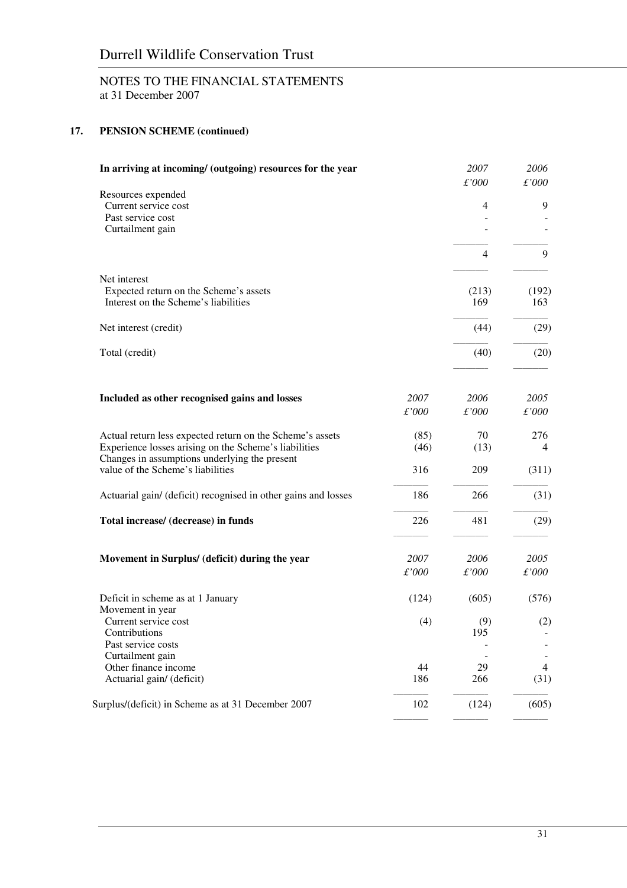# Durrell Wildlife Conservation Trust

## NOTES TO THE FINANCIAL STATEMENTS
at 31 December 2007

### 17. PENSION SCHEME (continued)

| **In arriving at incoming/ (outgoing) resources for the year** | *2007* *£'000* | *2006* *£'000* |
|---|---|---|
| Resources expended | | |
| Current service cost | 4 | 9 |
| Past service cost | - | - |
| Curtailment gain | - | - |
| | 4 | 9 |
| Net interest | | |
| Expected return on the Scheme's assets | (213) | (192) |
| Interest on the Scheme's liabilities | 169 | 163 |
| Net interest (credit) | (44) | (29) |
| Total (credit) | (40) | (20) |

| **Included as other recognised gains and losses** | *2007* *£'000* | *2006* *£'000* | *2005* *£'000* |
|---|---|---|---|
| Actual return less expected return on the Scheme's assets | (85) | 70 | 276 |
| Experience losses arising on the Scheme's liabilities | (46) | (13) | 4 |
| Changes in assumptions underlying the present value of the Scheme's liabilities | 316 | 209 | (311) |
| Actuarial gain/ (deficit) recognised in other gains and losses | 186 | 266 | (31) |
| **Total increase/ (decrease) in funds** | 226 | 481 | (29) |

| **Movement in Surplus/ (deficit) during the year** | *2007* *£'000* | *2006* *£'000* | *2005* *£'000* |
|---|---|---|---|
| Deficit in scheme as at 1 January | (124) | (605) | (576) |
| Movement in year | | | |
| Current service cost | (4) | (9) | (2) |
| Contributions | | 195 | - |
| Past service costs | | - | - |
| Curtailment gain | | - | - |
| Other finance income | 44 | 29 | 4 |
| Actuarial gain/ (deficit) | 186 | 266 | (31) |
| Surplus/(deficit) in Scheme as at 31 December 2007 | 102 | (124) | (605) |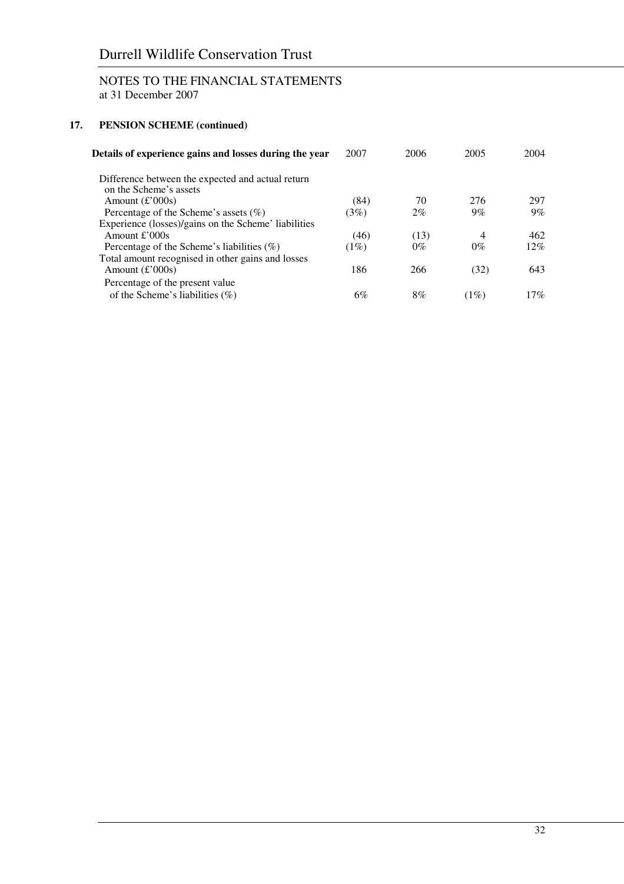# Durrell Wildlife Conservation Trust

NOTES TO THE FINANCIAL STATEMENTS
at 31 December 2007

**17. PENSION SCHEME (continued)**

| **Details of experience gains and losses during the year** | 2007 | 2006 | 2005 | 2004 |
|---|---|---|---|---|
| Difference between the expected and actual return on the Scheme's assets | | | | |
| Amount (£'000s) | (84) | 70 | 276 | 297 |
| Percentage of the Scheme's assets (%) | (3%) | 2% | 9% | 9% |
| Experience (losses)/gains on the Scheme' liabilities | | | | |
| Amount £'000s | (46) | (13) | 4 | 462 |
| Percentage of the Scheme's liabilities (%) | (1%) | 0% | 0% | 12% |
| Total amount recognised in other gains and losses | | | | |
| Amount (£'000s) | 186 | 266 | (32) | 643 |
| Percentage of the present value of the Scheme's liabilities (%) | 6% | 8% | (1%) | 17% |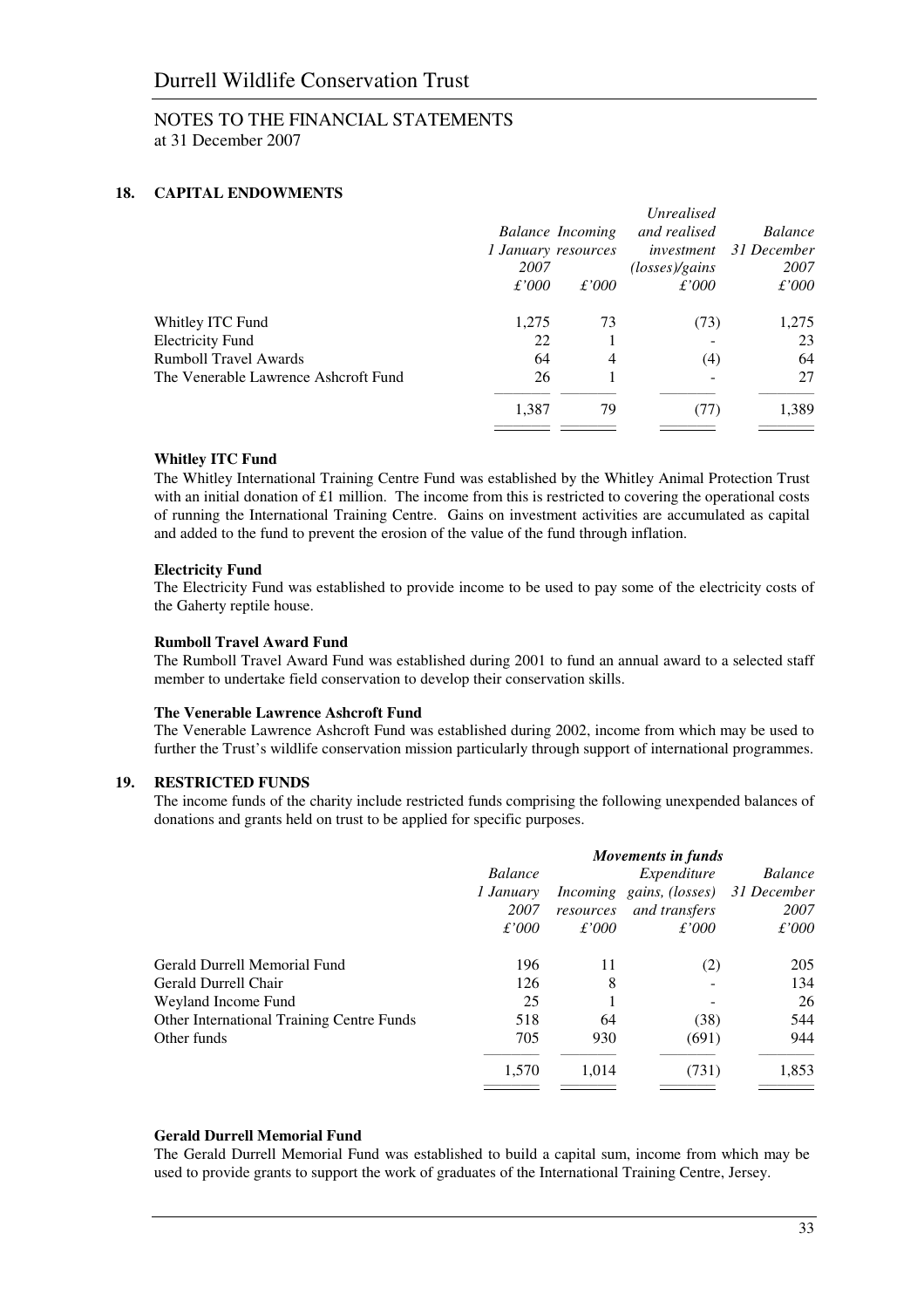# Durrell Wildlife Conservation Trust

## NOTES TO THE FINANCIAL STATEMENTS
at 31 December 2007

### 18. CAPITAL ENDOWMENTS

| | *Balance 1 January 2007* | *Incoming resources* | *Unrealised and realised investment (losses)/gains* | *Balance 31 December 2007* |
|---|---|---|---|---|
| | *£'000* | *£'000* | *£'000* | *£'000* |
| Whitley ITC Fund | 1,275 | 73 | (73) | 1,275 |
| Electricity Fund | 22 | 1 | - | 23 |
| Rumboll Travel Awards | 64 | 4 | (4) | 64 |
| The Venerable Lawrence Ashcroft Fund | 26 | 1 | - | 27 |
| | 1,387 | 79 | (77) | 1,389 |

**Whitley ITC Fund**
The Whitley International Training Centre Fund was established by the Whitley Animal Protection Trust with an initial donation of £1 million. The income from this is restricted to covering the operational costs of running the International Training Centre. Gains on investment activities are accumulated as capital and added to the fund to prevent the erosion of the value of the fund through inflation.

**Electricity Fund**
The Electricity Fund was established to provide income to be used to pay some of the electricity costs of the Gaherty reptile house.

**Rumboll Travel Award Fund**
The Rumboll Travel Award Fund was established during 2001 to fund an annual award to a selected staff member to undertake field conservation to develop their conservation skills.

**The Venerable Lawrence Ashcroft Fund**
The Venerable Lawrence Ashcroft Fund was established during 2002, income from which may be used to further the Trust's wildlife conservation mission particularly through support of international programmes.

### 19. RESTRICTED FUNDS

The income funds of the charity include restricted funds comprising the following unexpended balances of donations and grants held on trust to be applied for specific purposes.

| | *Balance 1 January 2007* | ***Movements in funds*** *Incoming resources* | *Expenditure gains, (losses) and transfers* | *Balance 31 December 2007* |
|---|---|---|---|---|
| | *£'000* | *£'000* | *£'000* | *£'000* |
| Gerald Durrell Memorial Fund | 196 | 11 | (2) | 205 |
| Gerald Durrell Chair | 126 | 8 | - | 134 |
| Weyland Income Fund | 25 | 1 | - | 26 |
| Other International Training Centre Funds | 518 | 64 | (38) | 544 |
| Other funds | 705 | 930 | (691) | 944 |
| | 1,570 | 1,014 | (731) | 1,853 |

**Gerald Durrell Memorial Fund**
The Gerald Durrell Memorial Fund was established to build a capital sum, income from which may be used to provide grants to support the work of graduates of the International Training Centre, Jersey.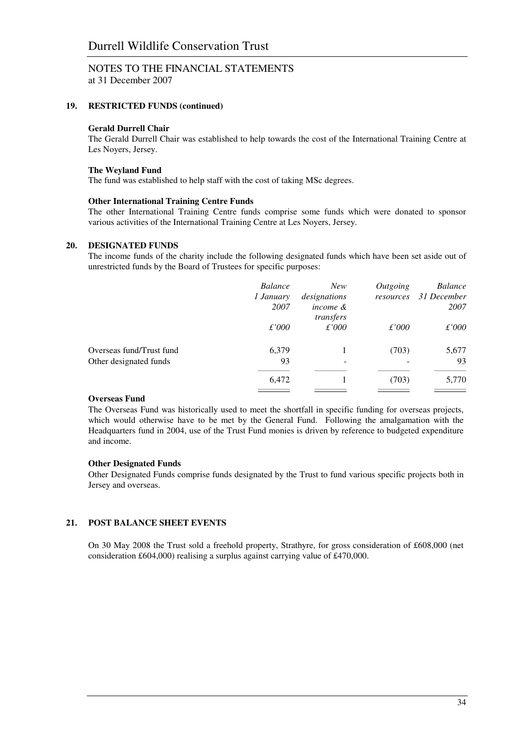## 19. RESTRICTED FUNDS (continued)

**Gerald Durrell Chair**

The Gerald Durrell Chair was established to help towards the cost of the International Training Centre at Les Noyers, Jersey.

**The Weyland Fund**

The fund was established to help staff with the cost of taking MSc degrees.

**Other International Training Centre Funds**

The other International Training Centre funds comprise some funds which were donated to sponsor various activities of the International Training Centre at Les Noyers, Jersey.

## 20. DESIGNATED FUNDS

The income funds of the charity include the following designated funds which have been set aside out of unrestricted funds by the Board of Trustees for specific purposes:

| | *Balance 1 January 2007* | *New designations income & transfers* | *Outgoing resources* | *Balance 31 December 2007* |
|---|---|---|---|---|
| | *£'000* | *£'000* | *£'000* | *£'000* |
| Overseas fund/Trust fund | 6,379 | 1 | (703) | 5,677 |
| Other designated funds | 93 | - | - | 93 |
| | 6,472 | 1 | (703) | 5,770 |

**Overseas Fund**

The Overseas Fund was historically used to meet the shortfall in specific funding for overseas projects, which would otherwise have to be met by the General Fund. Following the amalgamation with the Headquarters fund in 2004, use of the Trust Fund monies is driven by reference to budgeted expenditure and income.

**Other Designated Funds**

Other Designated Funds comprise funds designated by the Trust to fund various specific projects both in Jersey and overseas.

## 21. POST BALANCE SHEET EVENTS

On 30 May 2008 the Trust sold a freehold property, Strathyre, for gross consideration of £608,000 (net consideration £604,000) realising a surplus against carrying value of £470,000.